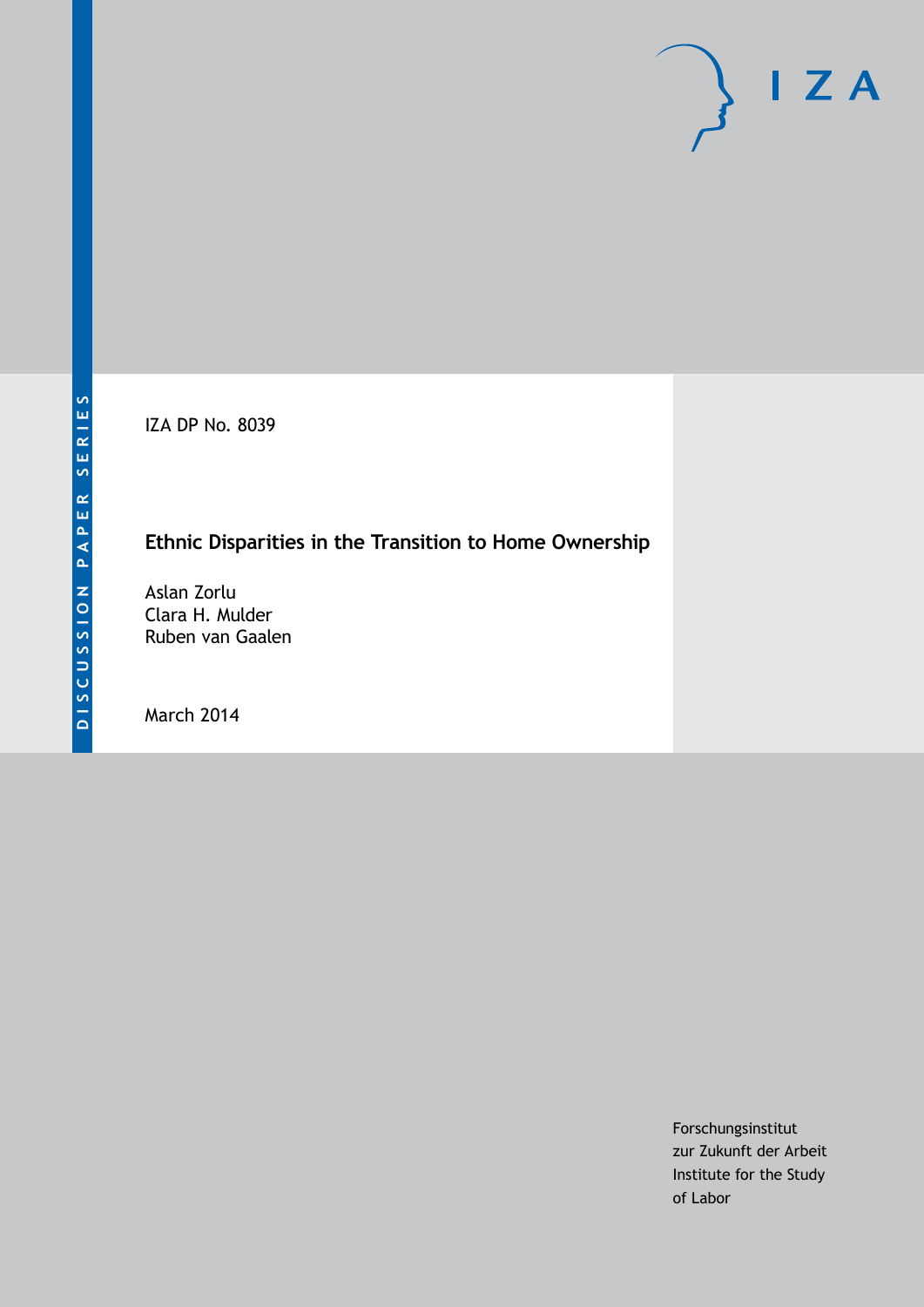DISCUSSION PAPER SERIES

IZA

IZA DP No. 8039

# Ethnic Disparities in the Transition to Home Ownership

Aslan Zorlu
Clara H. Mulder
Ruben van Gaalen

March 2014

Forschungsinstitut
zur Zukunft der Arbeit
Institute for the Study
of Labor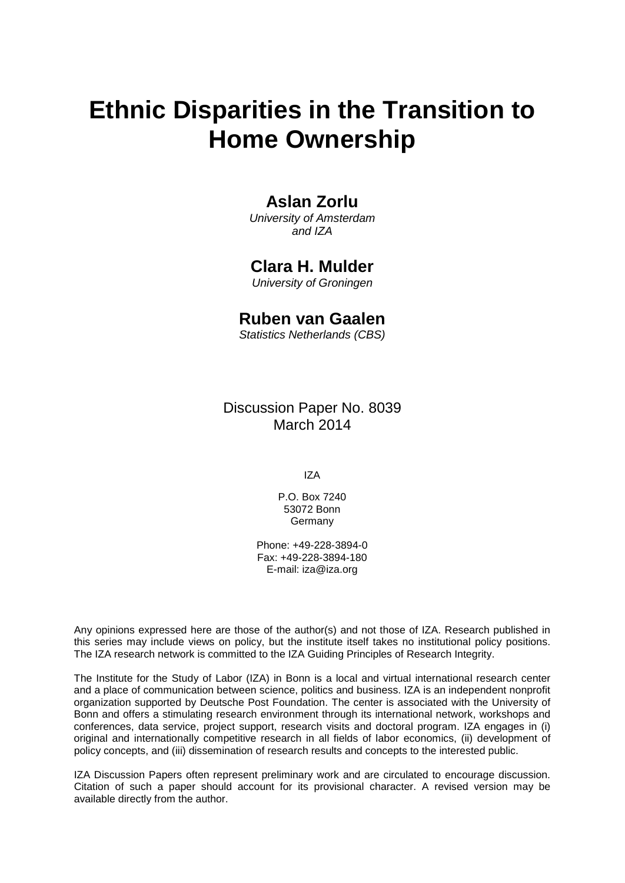# Ethnic Disparities in the Transition to Home Ownership

**Aslan Zorlu**
*University of Amsterdam and IZA*

**Clara H. Mulder**
*University of Groningen*

**Ruben van Gaalen**
*Statistics Netherlands (CBS)*

Discussion Paper No. 8039
March 2014

IZA

P.O. Box 7240
53072 Bonn
Germany

Phone: +49-228-3894-0
Fax: +49-228-3894-180
E-mail: iza@iza.org

Any opinions expressed here are those of the author(s) and not those of IZA. Research published in this series may include views on policy, but the institute itself takes no institutional policy positions. The IZA research network is committed to the IZA Guiding Principles of Research Integrity.

The Institute for the Study of Labor (IZA) in Bonn is a local and virtual international research center and a place of communication between science, politics and business. IZA is an independent nonprofit organization supported by Deutsche Post Foundation. The center is associated with the University of Bonn and offers a stimulating research environment through its international network, workshops and conferences, data service, project support, research visits and doctoral program. IZA engages in (i) original and internationally competitive research in all fields of labor economics, (ii) development of policy concepts, and (iii) dissemination of research results and concepts to the interested public.

IZA Discussion Papers often represent preliminary work and are circulated to encourage discussion. Citation of such a paper should account for its provisional character. A revised version may be available directly from the author.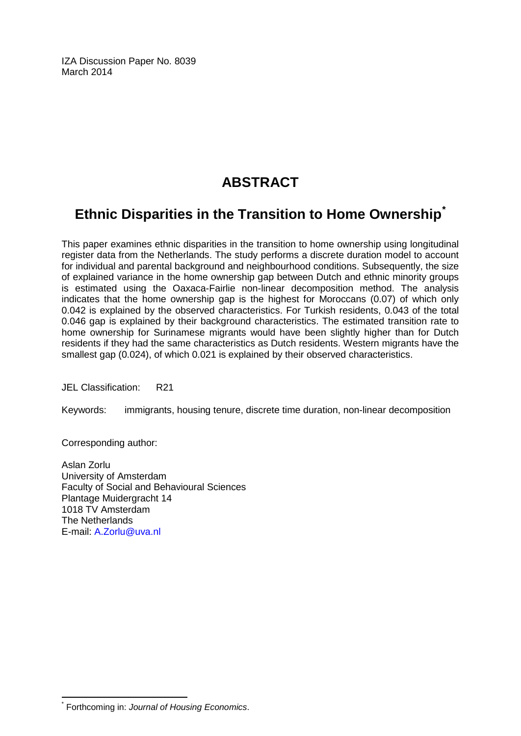IZA Discussion Paper No. 8039
March 2014

# ABSTRACT

## Ethnic Disparities in the Transition to Home Ownership[*]

This paper examines ethnic disparities in the transition to home ownership using longitudinal register data from the Netherlands. The study performs a discrete duration model to account for individual and parental background and neighbourhood conditions. Subsequently, the size of explained variance in the home ownership gap between Dutch and ethnic minority groups is estimated using the Oaxaca-Fairlie non-linear decomposition method. The analysis indicates that the home ownership gap is the highest for Moroccans (0.07) of which only 0.042 is explained by the observed characteristics. For Turkish residents, 0.043 of the total 0.046 gap is explained by their background characteristics. The estimated transition rate to home ownership for Surinamese migrants would have been slightly higher than for Dutch residents if they had the same characteristics as Dutch residents. Western migrants have the smallest gap (0.024), of which 0.021 is explained by their observed characteristics.

JEL Classification: R21

Keywords: immigrants, housing tenure, discrete time duration, non-linear decomposition

Corresponding author:

Aslan Zorlu
University of Amsterdam
Faculty of Social and Behavioural Sciences
Plantage Muidergracht 14
1018 TV Amsterdam
The Netherlands
E-mail: A.Zorlu@uva.nl

[*] Forthcoming in: *Journal of Housing Economics*.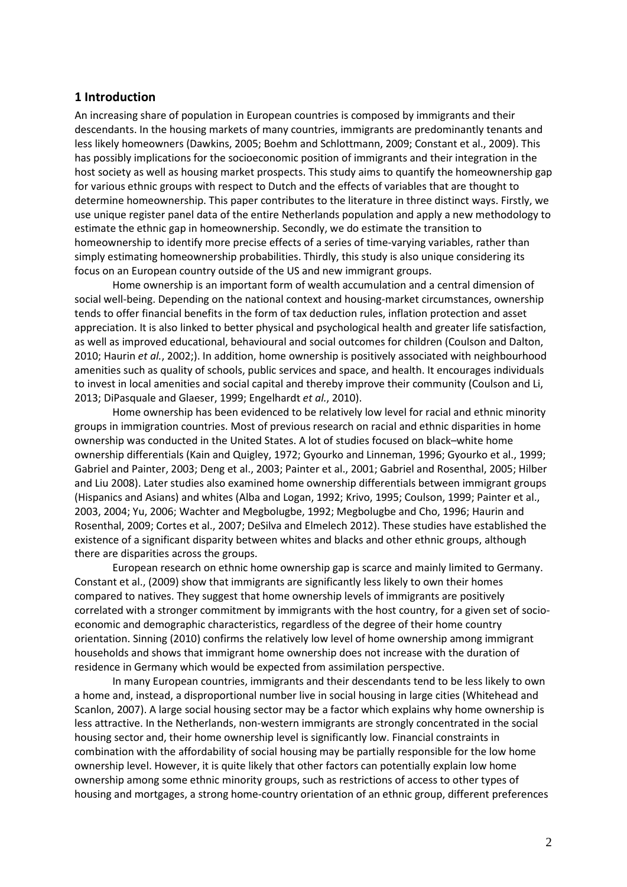## 1 Introduction

An increasing share of population in European countries is composed by immigrants and their descendants. In the housing markets of many countries, immigrants are predominantly tenants and less likely homeowners (Dawkins, 2005; Boehm and Schlottmann, 2009; Constant et al., 2009). This has possibly implications for the socioeconomic position of immigrants and their integration in the host society as well as housing market prospects. This study aims to quantify the homeownership gap for various ethnic groups with respect to Dutch and the effects of variables that are thought to determine homeownership. This paper contributes to the literature in three distinct ways. Firstly, we use unique register panel data of the entire Netherlands population and apply a new methodology to estimate the ethnic gap in homeownership. Secondly, we do estimate the transition to homeownership to identify more precise effects of a series of time-varying variables, rather than simply estimating homeownership probabilities. Thirdly, this study is also unique considering its focus on an European country outside of the US and new immigrant groups.

Home ownership is an important form of wealth accumulation and a central dimension of social well-being. Depending on the national context and housing-market circumstances, ownership tends to offer financial benefits in the form of tax deduction rules, inflation protection and asset appreciation. It is also linked to better physical and psychological health and greater life satisfaction, as well as improved educational, behavioural and social outcomes for children (Coulson and Dalton, 2010; Haurin *et al.*, 2002;). In addition, home ownership is positively associated with neighbourhood amenities such as quality of schools, public services and space, and health. It encourages individuals to invest in local amenities and social capital and thereby improve their community (Coulson and Li, 2013; DiPasquale and Glaeser, 1999; Engelhardt *et al.*, 2010).

Home ownership has been evidenced to be relatively low level for racial and ethnic minority groups in immigration countries. Most of previous research on racial and ethnic disparities in home ownership was conducted in the United States. A lot of studies focused on black–white home ownership differentials (Kain and Quigley, 1972; Gyourko and Linneman, 1996; Gyourko et al., 1999; Gabriel and Painter, 2003; Deng et al., 2003; Painter et al., 2001; Gabriel and Rosenthal, 2005; Hilber and Liu 2008). Later studies also examined home ownership differentials between immigrant groups (Hispanics and Asians) and whites (Alba and Logan, 1992; Krivo, 1995; Coulson, 1999; Painter et al., 2003, 2004; Yu, 2006; Wachter and Megbolugbe, 1992; Megbolugbe and Cho, 1996; Haurin and Rosenthal, 2009; Cortes et al., 2007; DeSilva and Elmelech 2012). These studies have established the existence of a significant disparity between whites and blacks and other ethnic groups, although there are disparities across the groups.

European research on ethnic home ownership gap is scarce and mainly limited to Germany. Constant et al., (2009) show that immigrants are significantly less likely to own their homes compared to natives. They suggest that home ownership levels of immigrants are positively correlated with a stronger commitment by immigrants with the host country, for a given set of socio-economic and demographic characteristics, regardless of the degree of their home country orientation. Sinning (2010) confirms the relatively low level of home ownership among immigrant households and shows that immigrant home ownership does not increase with the duration of residence in Germany which would be expected from assimilation perspective.

In many European countries, immigrants and their descendants tend to be less likely to own a home and, instead, a disproportional number live in social housing in large cities (Whitehead and Scanlon, 2007). A large social housing sector may be a factor which explains why home ownership is less attractive. In the Netherlands, non-western immigrants are strongly concentrated in the social housing sector and, their home ownership level is significantly low. Financial constraints in combination with the affordability of social housing may be partially responsible for the low home ownership level. However, it is quite likely that other factors can potentially explain low home ownership among some ethnic minority groups, such as restrictions of access to other types of housing and mortgages, a strong home-country orientation of an ethnic group, different preferences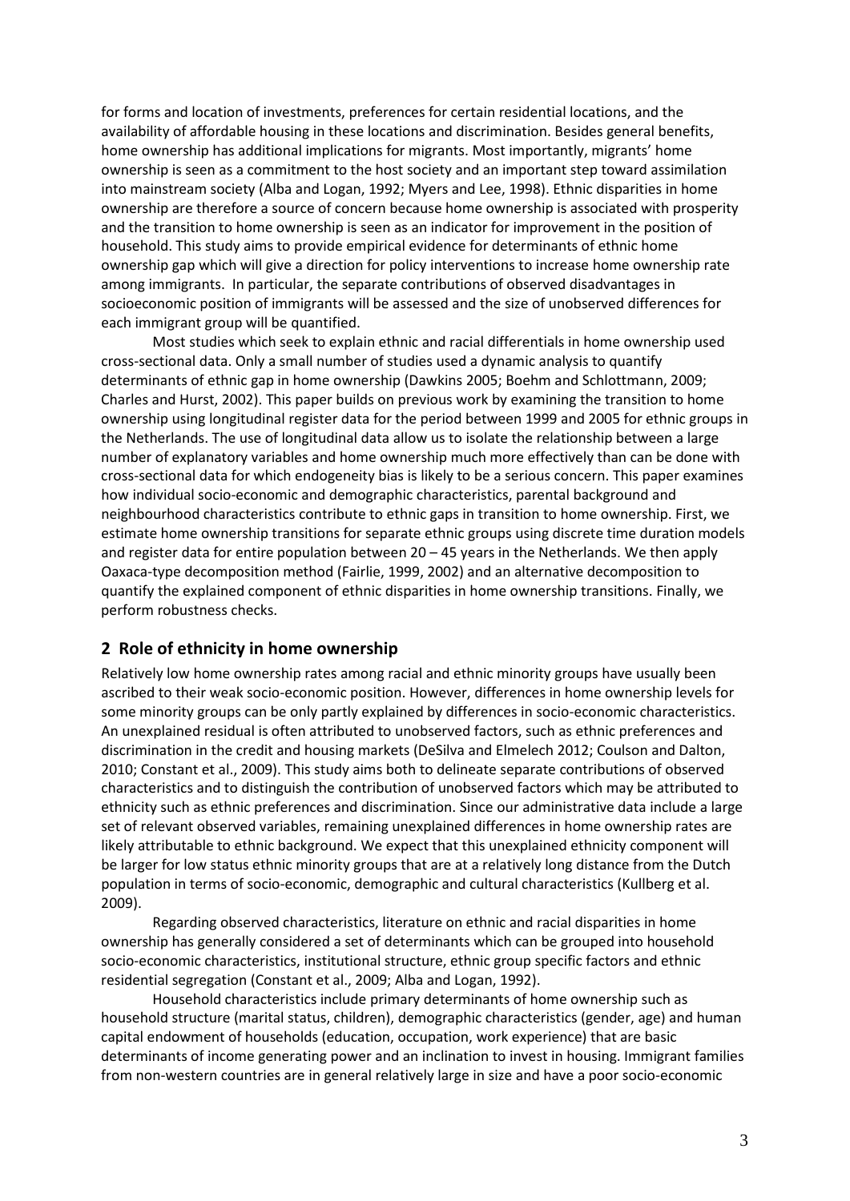for forms and location of investments, preferences for certain residential locations, and the availability of affordable housing in these locations and discrimination. Besides general benefits, home ownership has additional implications for migrants. Most importantly, migrants' home ownership is seen as a commitment to the host society and an important step toward assimilation into mainstream society (Alba and Logan, 1992; Myers and Lee, 1998). Ethnic disparities in home ownership are therefore a source of concern because home ownership is associated with prosperity and the transition to home ownership is seen as an indicator for improvement in the position of household. This study aims to provide empirical evidence for determinants of ethnic home ownership gap which will give a direction for policy interventions to increase home ownership rate among immigrants. In particular, the separate contributions of observed disadvantages in socioeconomic position of immigrants will be assessed and the size of unobserved differences for each immigrant group will be quantified.

Most studies which seek to explain ethnic and racial differentials in home ownership used cross-sectional data. Only a small number of studies used a dynamic analysis to quantify determinants of ethnic gap in home ownership (Dawkins 2005; Boehm and Schlottmann, 2009; Charles and Hurst, 2002). This paper builds on previous work by examining the transition to home ownership using longitudinal register data for the period between 1999 and 2005 for ethnic groups in the Netherlands. The use of longitudinal data allow us to isolate the relationship between a large number of explanatory variables and home ownership much more effectively than can be done with cross-sectional data for which endogeneity bias is likely to be a serious concern. This paper examines how individual socio-economic and demographic characteristics, parental background and neighbourhood characteristics contribute to ethnic gaps in transition to home ownership. First, we estimate home ownership transitions for separate ethnic groups using discrete time duration models and register data for entire population between 20 – 45 years in the Netherlands. We then apply Oaxaca-type decomposition method (Fairlie, 1999, 2002) and an alternative decomposition to quantify the explained component of ethnic disparities in home ownership transitions. Finally, we perform robustness checks.

## 2 Role of ethnicity in home ownership

Relatively low home ownership rates among racial and ethnic minority groups have usually been ascribed to their weak socio-economic position. However, differences in home ownership levels for some minority groups can be only partly explained by differences in socio-economic characteristics. An unexplained residual is often attributed to unobserved factors, such as ethnic preferences and discrimination in the credit and housing markets (DeSilva and Elmelech 2012; Coulson and Dalton, 2010; Constant et al., 2009). This study aims both to delineate separate contributions of observed characteristics and to distinguish the contribution of unobserved factors which may be attributed to ethnicity such as ethnic preferences and discrimination. Since our administrative data include a large set of relevant observed variables, remaining unexplained differences in home ownership rates are likely attributable to ethnic background. We expect that this unexplained ethnicity component will be larger for low status ethnic minority groups that are at a relatively long distance from the Dutch population in terms of socio-economic, demographic and cultural characteristics (Kullberg et al. 2009).

Regarding observed characteristics, literature on ethnic and racial disparities in home ownership has generally considered a set of determinants which can be grouped into household socio-economic characteristics, institutional structure, ethnic group specific factors and ethnic residential segregation (Constant et al., 2009; Alba and Logan, 1992).

Household characteristics include primary determinants of home ownership such as household structure (marital status, children), demographic characteristics (gender, age) and human capital endowment of households (education, occupation, work experience) that are basic determinants of income generating power and an inclination to invest in housing. Immigrant families from non-western countries are in general relatively large in size and have a poor socio-economic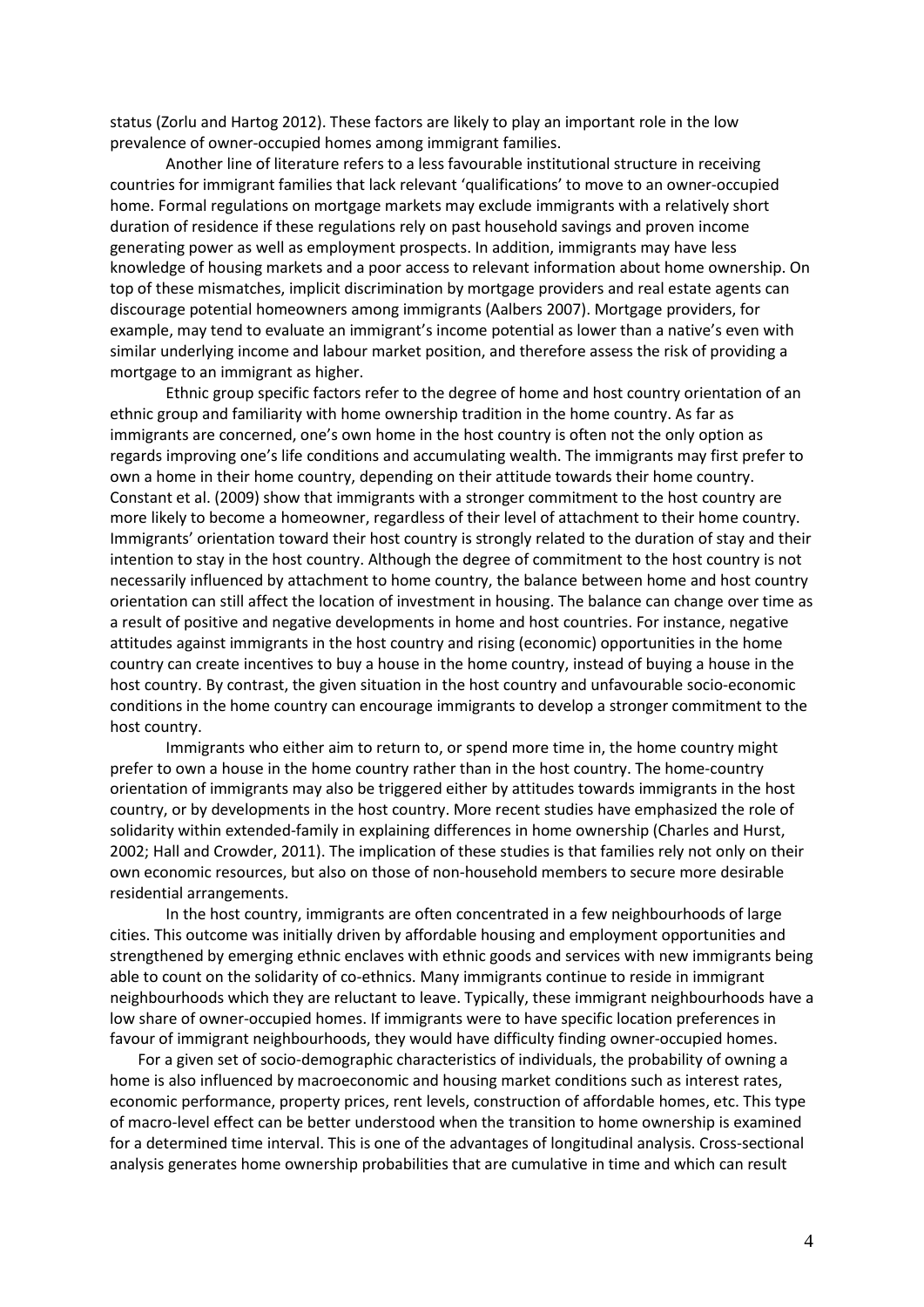status (Zorlu and Hartog 2012). These factors are likely to play an important role in the low prevalence of owner-occupied homes among immigrant families.

Another line of literature refers to a less favourable institutional structure in receiving countries for immigrant families that lack relevant 'qualifications' to move to an owner-occupied home. Formal regulations on mortgage markets may exclude immigrants with a relatively short duration of residence if these regulations rely on past household savings and proven income generating power as well as employment prospects. In addition, immigrants may have less knowledge of housing markets and a poor access to relevant information about home ownership. On top of these mismatches, implicit discrimination by mortgage providers and real estate agents can discourage potential homeowners among immigrants (Aalbers 2007). Mortgage providers, for example, may tend to evaluate an immigrant's income potential as lower than a native's even with similar underlying income and labour market position, and therefore assess the risk of providing a mortgage to an immigrant as higher.

Ethnic group specific factors refer to the degree of home and host country orientation of an ethnic group and familiarity with home ownership tradition in the home country. As far as immigrants are concerned, one's own home in the host country is often not the only option as regards improving one's life conditions and accumulating wealth. The immigrants may first prefer to own a home in their home country, depending on their attitude towards their home country. Constant et al. (2009) show that immigrants with a stronger commitment to the host country are more likely to become a homeowner, regardless of their level of attachment to their home country. Immigrants' orientation toward their host country is strongly related to the duration of stay and their intention to stay in the host country. Although the degree of commitment to the host country is not necessarily influenced by attachment to home country, the balance between home and host country orientation can still affect the location of investment in housing. The balance can change over time as a result of positive and negative developments in home and host countries. For instance, negative attitudes against immigrants in the host country and rising (economic) opportunities in the home country can create incentives to buy a house in the home country, instead of buying a house in the host country. By contrast, the given situation in the host country and unfavourable socio-economic conditions in the home country can encourage immigrants to develop a stronger commitment to the host country.

Immigrants who either aim to return to, or spend more time in, the home country might prefer to own a house in the home country rather than in the host country. The home-country orientation of immigrants may also be triggered either by attitudes towards immigrants in the host country, or by developments in the host country. More recent studies have emphasized the role of solidarity within extended-family in explaining differences in home ownership (Charles and Hurst, 2002; Hall and Crowder, 2011). The implication of these studies is that families rely not only on their own economic resources, but also on those of non-household members to secure more desirable residential arrangements.

In the host country, immigrants are often concentrated in a few neighbourhoods of large cities. This outcome was initially driven by affordable housing and employment opportunities and strengthened by emerging ethnic enclaves with ethnic goods and services with new immigrants being able to count on the solidarity of co-ethnics. Many immigrants continue to reside in immigrant neighbourhoods which they are reluctant to leave. Typically, these immigrant neighbourhoods have a low share of owner-occupied homes. If immigrants were to have specific location preferences in favour of immigrant neighbourhoods, they would have difficulty finding owner-occupied homes.

For a given set of socio-demographic characteristics of individuals, the probability of owning a home is also influenced by macroeconomic and housing market conditions such as interest rates, economic performance, property prices, rent levels, construction of affordable homes, etc. This type of macro-level effect can be better understood when the transition to home ownership is examined for a determined time interval. This is one of the advantages of longitudinal analysis. Cross-sectional analysis generates home ownership probabilities that are cumulative in time and which can result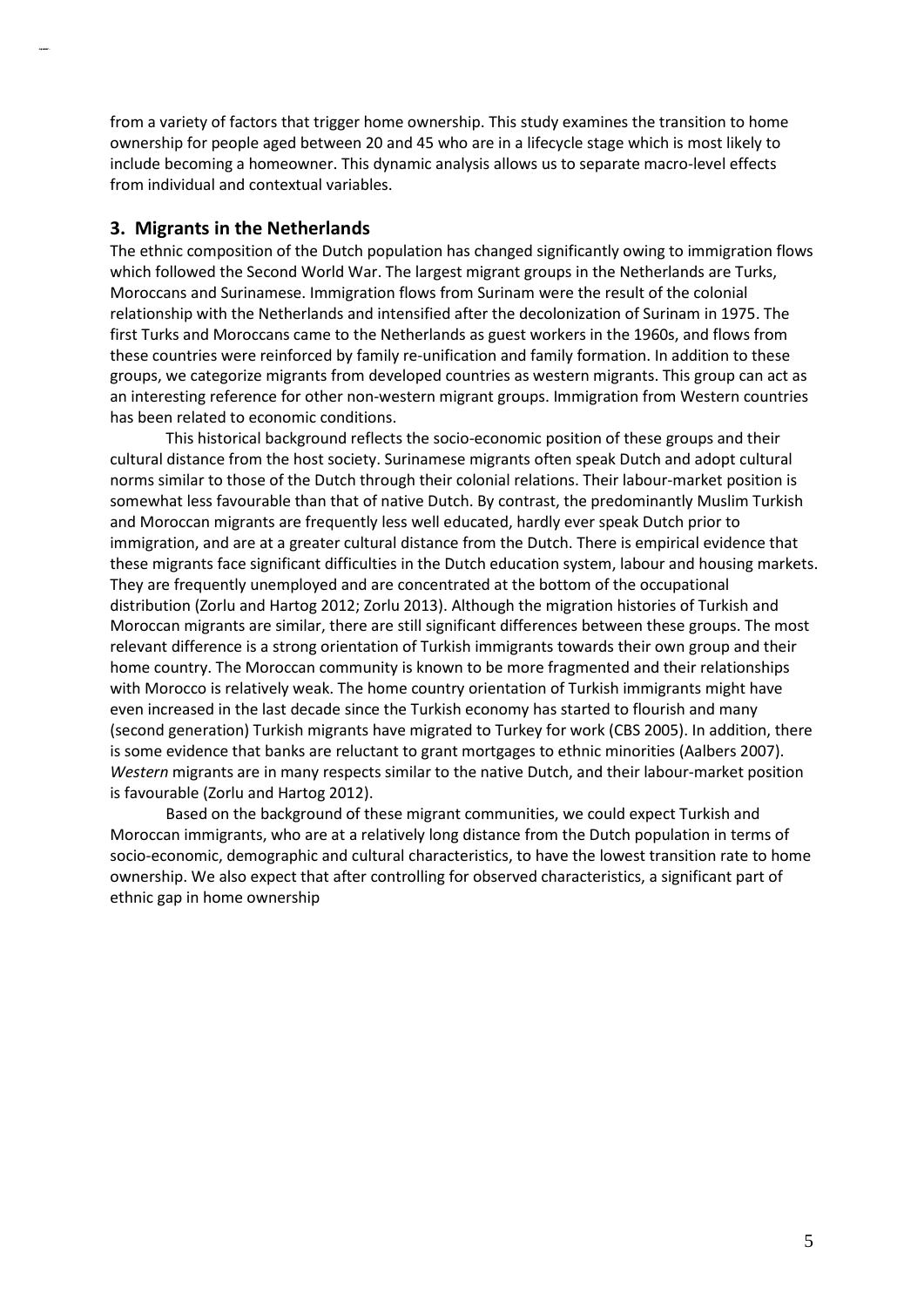from a variety of factors that trigger home ownership. This study examines the transition to home ownership for people aged between 20 and 45 who are in a lifecycle stage which is most likely to include becoming a homeowner. This dynamic analysis allows us to separate macro-level effects from individual and contextual variables.

## 3. Migrants in the Netherlands

The ethnic composition of the Dutch population has changed significantly owing to immigration flows which followed the Second World War. The largest migrant groups in the Netherlands are Turks, Moroccans and Surinamese. Immigration flows from Surinam were the result of the colonial relationship with the Netherlands and intensified after the decolonization of Surinam in 1975. The first Turks and Moroccans came to the Netherlands as guest workers in the 1960s, and flows from these countries were reinforced by family re-unification and family formation. In addition to these groups, we categorize migrants from developed countries as western migrants. This group can act as an interesting reference for other non-western migrant groups. Immigration from Western countries has been related to economic conditions.

This historical background reflects the socio-economic position of these groups and their cultural distance from the host society. Surinamese migrants often speak Dutch and adopt cultural norms similar to those of the Dutch through their colonial relations. Their labour-market position is somewhat less favourable than that of native Dutch. By contrast, the predominantly Muslim Turkish and Moroccan migrants are frequently less well educated, hardly ever speak Dutch prior to immigration, and are at a greater cultural distance from the Dutch. There is empirical evidence that these migrants face significant difficulties in the Dutch education system, labour and housing markets. They are frequently unemployed and are concentrated at the bottom of the occupational distribution (Zorlu and Hartog 2012; Zorlu 2013). Although the migration histories of Turkish and Moroccan migrants are similar, there are still significant differences between these groups. The most relevant difference is a strong orientation of Turkish immigrants towards their own group and their home country. The Moroccan community is known to be more fragmented and their relationships with Morocco is relatively weak. The home country orientation of Turkish immigrants might have even increased in the last decade since the Turkish economy has started to flourish and many (second generation) Turkish migrants have migrated to Turkey for work (CBS 2005). In addition, there is some evidence that banks are reluctant to grant mortgages to ethnic minorities (Aalbers 2007). *Western* migrants are in many respects similar to the native Dutch, and their labour-market position is favourable (Zorlu and Hartog 2012).

Based on the background of these migrant communities, we could expect Turkish and Moroccan immigrants, who are at a relatively long distance from the Dutch population in terms of socio-economic, demographic and cultural characteristics, to have the lowest transition rate to home ownership. We also expect that after controlling for observed characteristics, a significant part of ethnic gap in home ownership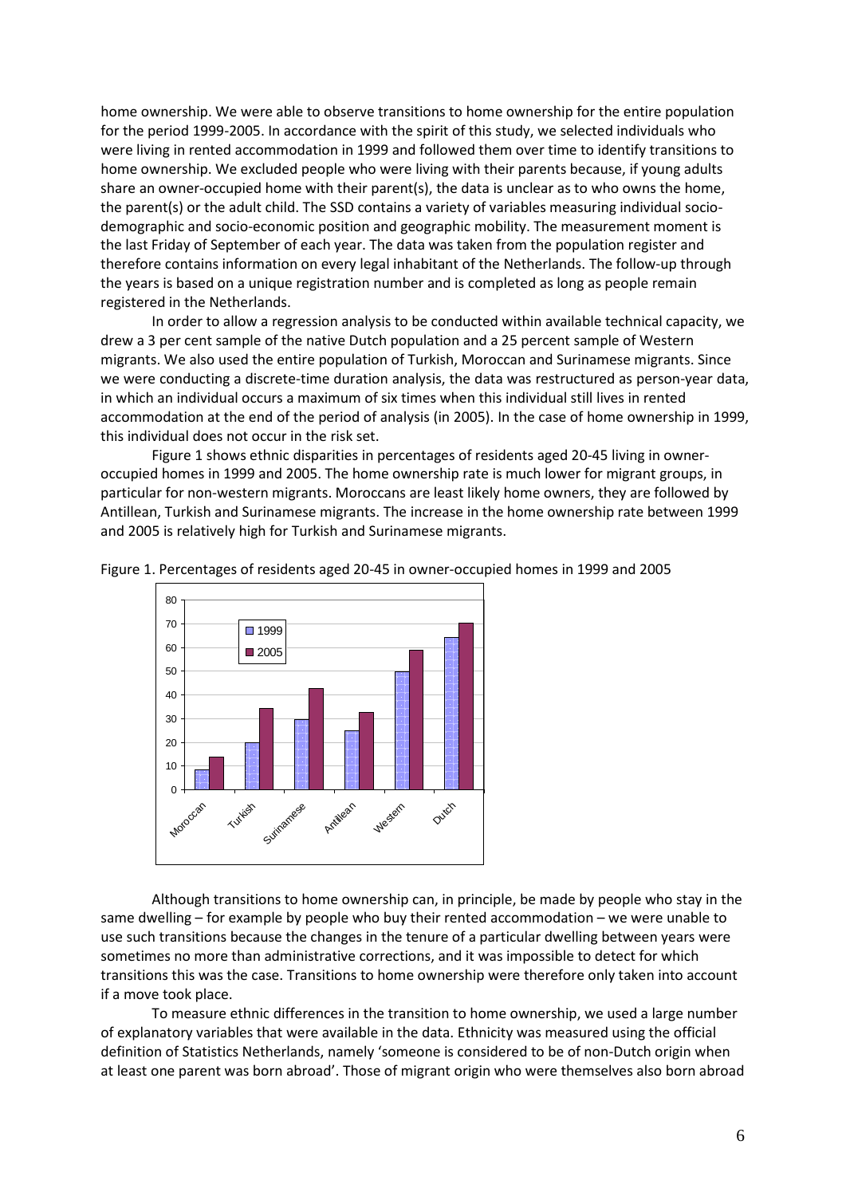home ownership. We were able to observe transitions to home ownership for the entire population for the period 1999-2005. In accordance with the spirit of this study, we selected individuals who were living in rented accommodation in 1999 and followed them over time to identify transitions to home ownership. We excluded people who were living with their parents because, if young adults share an owner-occupied home with their parent(s), the data is unclear as to who owns the home, the parent(s) or the adult child. The SSD contains a variety of variables measuring individual socio-demographic and socio-economic position and geographic mobility. The measurement moment is the last Friday of September of each year. The data was taken from the population register and therefore contains information on every legal inhabitant of the Netherlands. The follow-up through the years is based on a unique registration number and is completed as long as people remain registered in the Netherlands.

In order to allow a regression analysis to be conducted within available technical capacity, we drew a 3 per cent sample of the native Dutch population and a 25 percent sample of Western migrants. We also used the entire population of Turkish, Moroccan and Surinamese migrants. Since we were conducting a discrete-time duration analysis, the data was restructured as person-year data, in which an individual occurs a maximum of six times when this individual still lives in rented accommodation at the end of the period of analysis (in 2005). In the case of home ownership in 1999, this individual does not occur in the risk set.

Figure 1 shows ethnic disparities in percentages of residents aged 20-45 living in owner-occupied homes in 1999 and 2005. The home ownership rate is much lower for migrant groups, in particular for non-western migrants. Moroccans are least likely home owners, they are followed by Antillean, Turkish and Surinamese migrants. The increase in the home ownership rate between 1999 and 2005 is relatively high for Turkish and Surinamese migrants.

Figure 1. Percentages of residents aged 20-45 in owner-occupied homes in 1999 and 2005

Although transitions to home ownership can, in principle, be made by people who stay in the same dwelling – for example by people who buy their rented accommodation – we were unable to use such transitions because the changes in the tenure of a particular dwelling between years were sometimes no more than administrative corrections, and it was impossible to detect for which transitions this was the case. Transitions to home ownership were therefore only taken into account if a move took place.

To measure ethnic differences in the transition to home ownership, we used a large number of explanatory variables that were available in the data. Ethnicity was measured using the official definition of Statistics Netherlands, namely 'someone is considered to be of non-Dutch origin when at least one parent was born abroad'. Those of migrant origin who were themselves also born abroad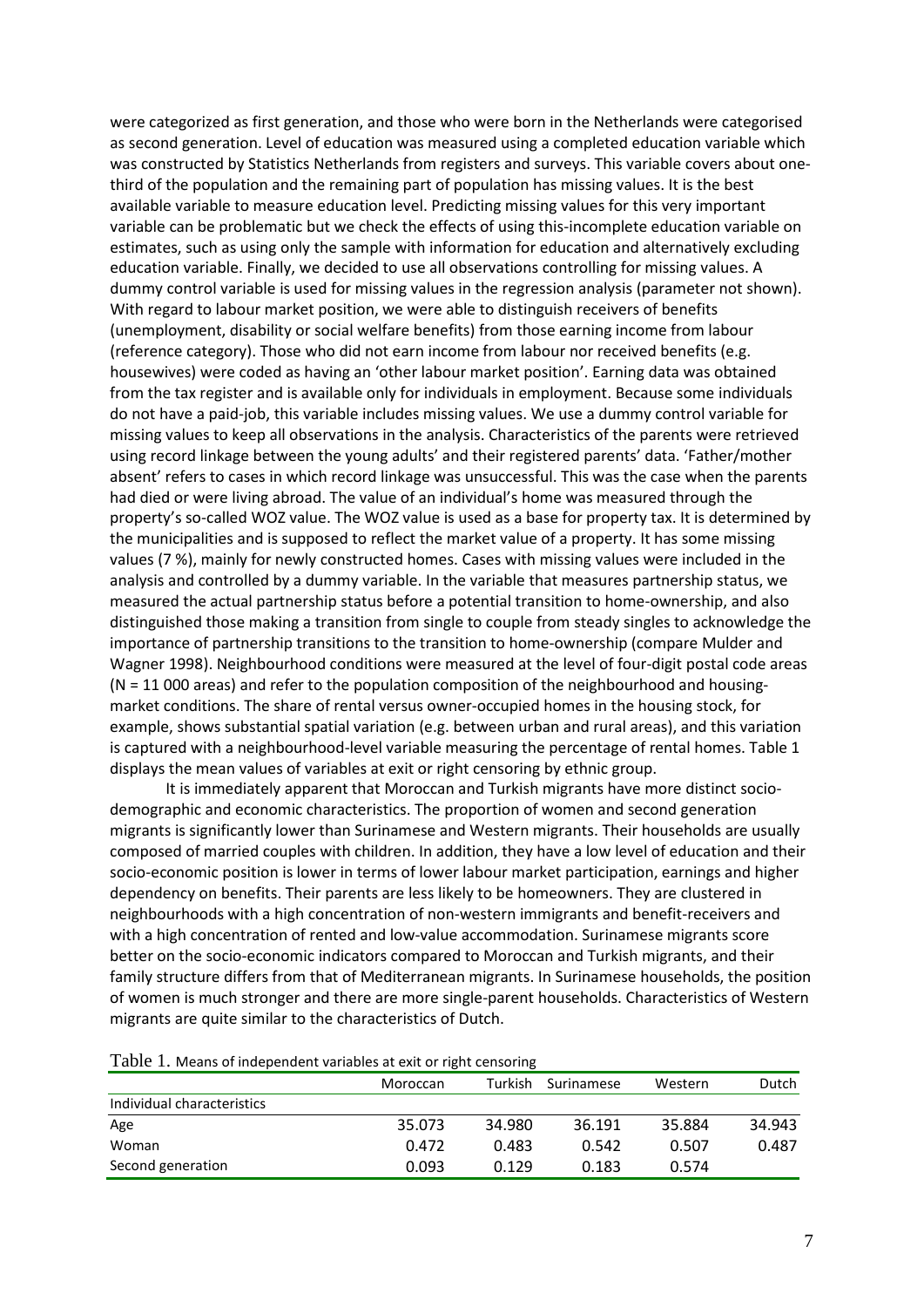were categorized as first generation, and those who were born in the Netherlands were categorised as second generation. Level of education was measured using a completed education variable which was constructed by Statistics Netherlands from registers and surveys. This variable covers about one-third of the population and the remaining part of population has missing values. It is the best available variable to measure education level. Predicting missing values for this very important variable can be problematic but we check the effects of using this-incomplete education variable on estimates, such as using only the sample with information for education and alternatively excluding education variable. Finally, we decided to use all observations controlling for missing values. A dummy control variable is used for missing values in the regression analysis (parameter not shown). With regard to labour market position, we were able to distinguish receivers of benefits (unemployment, disability or social welfare benefits) from those earning income from labour (reference category). Those who did not earn income from labour nor received benefits (e.g. housewives) were coded as having an 'other labour market position'. Earning data was obtained from the tax register and is available only for individuals in employment. Because some individuals do not have a paid-job, this variable includes missing values. We use a dummy control variable for missing values to keep all observations in the analysis. Characteristics of the parents were retrieved using record linkage between the young adults' and their registered parents' data. 'Father/mother absent' refers to cases in which record linkage was unsuccessful. This was the case when the parents had died or were living abroad. The value of an individual's home was measured through the property's so-called WOZ value. The WOZ value is used as a base for property tax. It is determined by the municipalities and is supposed to reflect the market value of a property. It has some missing values (7 %), mainly for newly constructed homes. Cases with missing values were included in the analysis and controlled by a dummy variable. In the variable that measures partnership status, we measured the actual partnership status before a potential transition to home-ownership, and also distinguished those making a transition from single to couple from steady singles to acknowledge the importance of partnership transitions to the transition to home-ownership (compare Mulder and Wagner 1998). Neighbourhood conditions were measured at the level of four-digit postal code areas (N = 11 000 areas) and refer to the population composition of the neighbourhood and housing-market conditions. The share of rental versus owner-occupied homes in the housing stock, for example, shows substantial spatial variation (e.g. between urban and rural areas), and this variation is captured with a neighbourhood-level variable measuring the percentage of rental homes. Table 1 displays the mean values of variables at exit or right censoring by ethnic group.

It is immediately apparent that Moroccan and Turkish migrants have more distinct socio-demographic and economic characteristics. The proportion of women and second generation migrants is significantly lower than Surinamese and Western migrants. Their households are usually composed of married couples with children. In addition, they have a low level of education and their socio-economic position is lower in terms of lower labour market participation, earnings and higher dependency on benefits. Their parents are less likely to be homeowners. They are clustered in neighbourhoods with a high concentration of non-western immigrants and benefit-receivers and with a high concentration of rented and low-value accommodation. Surinamese migrants score better on the socio-economic indicators compared to Moroccan and Turkish migrants, and their family structure differs from that of Mediterranean migrants. In Surinamese households, the position of women is much stronger and there are more single-parent households. Characteristics of Western migrants are quite similar to the characteristics of Dutch.

Table 1. Means of independent variables at exit or right censoring

| | Moroccan | Turkish | Surinamese | Western | Dutch |
|---|---|---|---|---|---|
| Individual characteristics | | | | | |
| Age | 35.073 | 34.980 | 36.191 | 35.884 | 34.943 |
| Woman | 0.472 | 0.483 | 0.542 | 0.507 | 0.487 |
| Second generation | 0.093 | 0.129 | 0.183 | 0.574 | |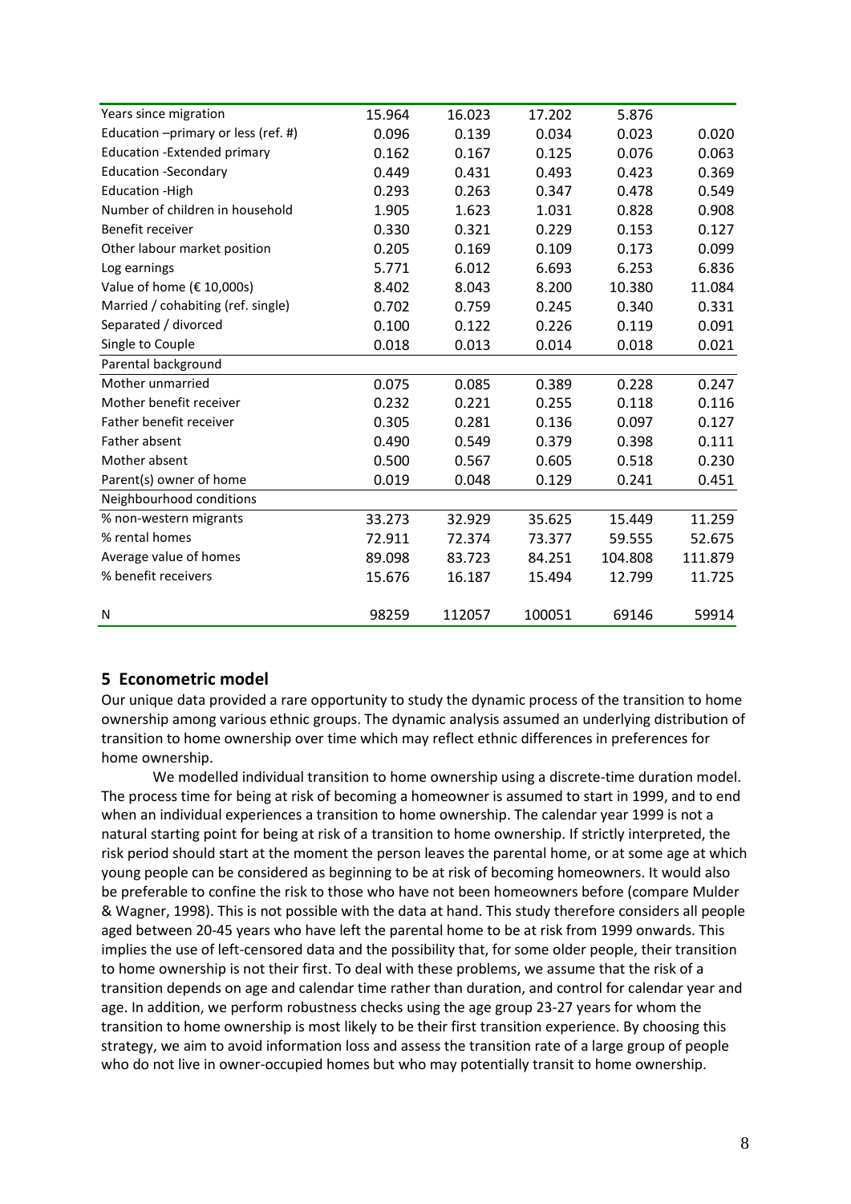| | | | | | |
|---|---|---|---|---|---|
| Years since migration | 15.964 | 16.023 | 17.202 | 5.876 | |
| Education –primary or less (ref. #) | 0.096 | 0.139 | 0.034 | 0.023 | 0.020 |
| Education -Extended primary | 0.162 | 0.167 | 0.125 | 0.076 | 0.063 |
| Education -Secondary | 0.449 | 0.431 | 0.493 | 0.423 | 0.369 |
| Education -High | 0.293 | 0.263 | 0.347 | 0.478 | 0.549 |
| Number of children in household | 1.905 | 1.623 | 1.031 | 0.828 | 0.908 |
| Benefit receiver | 0.330 | 0.321 | 0.229 | 0.153 | 0.127 |
| Other labour market position | 0.205 | 0.169 | 0.109 | 0.173 | 0.099 |
| Log earnings | 5.771 | 6.012 | 6.693 | 6.253 | 6.836 |
| Value of home (€ 10,000s) | 8.402 | 8.043 | 8.200 | 10.380 | 11.084 |
| Married / cohabiting (ref. single) | 0.702 | 0.759 | 0.245 | 0.340 | 0.331 |
| Separated / divorced | 0.100 | 0.122 | 0.226 | 0.119 | 0.091 |
| Single to Couple | 0.018 | 0.013 | 0.014 | 0.018 | 0.021 |
| Parental background | | | | | |
| Mother unmarried | 0.075 | 0.085 | 0.389 | 0.228 | 0.247 |
| Mother benefit receiver | 0.232 | 0.221 | 0.255 | 0.118 | 0.116 |
| Father benefit receiver | 0.305 | 0.281 | 0.136 | 0.097 | 0.127 |
| Father absent | 0.490 | 0.549 | 0.379 | 0.398 | 0.111 |
| Mother absent | 0.500 | 0.567 | 0.605 | 0.518 | 0.230 |
| Parent(s) owner of home | 0.019 | 0.048 | 0.129 | 0.241 | 0.451 |
| Neighbourhood conditions | | | | | |
| % non-western migrants | 33.273 | 32.929 | 35.625 | 15.449 | 11.259 |
| % rental homes | 72.911 | 72.374 | 73.377 | 59.555 | 52.675 |
| Average value of homes | 89.098 | 83.723 | 84.251 | 104.808 | 111.879 |
| % benefit receivers | 15.676 | 16.187 | 15.494 | 12.799 | 11.725 |
| N | 98259 | 112057 | 100051 | 69146 | 59914 |

## 5 Econometric model

Our unique data provided a rare opportunity to study the dynamic process of the transition to home ownership among various ethnic groups. The dynamic analysis assumed an underlying distribution of transition to home ownership over time which may reflect ethnic differences in preferences for home ownership.

We modelled individual transition to home ownership using a discrete-time duration model. The process time for being at risk of becoming a homeowner is assumed to start in 1999, and to end when an individual experiences a transition to home ownership. The calendar year 1999 is not a natural starting point for being at risk of a transition to home ownership. If strictly interpreted, the risk period should start at the moment the person leaves the parental home, or at some age at which young people can be considered as beginning to be at risk of becoming homeowners. It would also be preferable to confine the risk to those who have not been homeowners before (compare Mulder & Wagner, 1998). This is not possible with the data at hand. This study therefore considers all people aged between 20-45 years who have left the parental home to be at risk from 1999 onwards. This implies the use of left-censored data and the possibility that, for some older people, their transition to home ownership is not their first. To deal with these problems, we assume that the risk of a transition depends on age and calendar time rather than duration, and control for calendar year and age. In addition, we perform robustness checks using the age group 23-27 years for whom the transition to home ownership is most likely to be their first transition experience. By choosing this strategy, we aim to avoid information loss and assess the transition rate of a large group of people who do not live in owner-occupied homes but who may potentially transit to home ownership.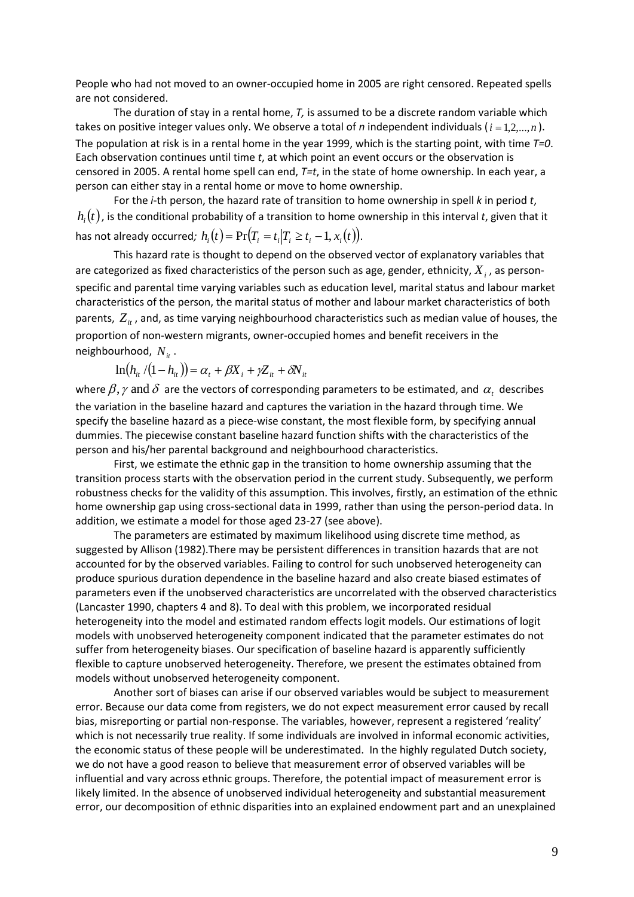People who had not moved to an owner-occupied home in 2005 are right censored. Repeated spells are not considered.

The duration of stay in a rental home, *T,* is assumed to be a discrete random variable which takes on positive integer values only. We observe a total of *n* independent individuals ($i = 1,2,...,n$). The population at risk is in a rental home in the year 1999, which is the starting point, with time *T=0*. Each observation continues until time *t*, at which point an event occurs or the observation is censored in 2005. A rental home spell can end, *T=t*, in the state of home ownership. In each year, a person can either stay in a rental home or move to home ownership.

For the *i*-th person, the hazard rate of transition to home ownership in spell *k* in period *t*, $h_i(t)$, is the conditional probability of a transition to home ownership in this interval *t*, given that it has not already occurred*;* $h_i(t) = \Pr(T_i = t_i | T_i \geq t_i - 1, x_i(t))$.

This hazard rate is thought to depend on the observed vector of explanatory variables that are categorized as fixed characteristics of the person such as age, gender, ethnicity, $X_i$, as person-specific and parental time varying variables such as education level, marital status and labour market characteristics of the person, the marital status of mother and labour market characteristics of both parents, $Z_{it}$, and, as time varying neighbourhood characteristics such as median value of houses, the proportion of non-western migrants, owner-occupied homes and benefit receivers in the neighbourhood, $N_{it}$.

$$\ln(h_{it}/(1-h_{it})) = \alpha_t + \beta X_i + \gamma Z_{it} + \delta N_{it}$$

where $\beta, \gamma$ and $\delta$ are the vectors of corresponding parameters to be estimated, and $\alpha_t$ describes the variation in the baseline hazard and captures the variation in the hazard through time. We specify the baseline hazard as a piece-wise constant, the most flexible form, by specifying annual dummies. The piecewise constant baseline hazard function shifts with the characteristics of the person and his/her parental background and neighbourhood characteristics.

First, we estimate the ethnic gap in the transition to home ownership assuming that the transition process starts with the observation period in the current study. Subsequently, we perform robustness checks for the validity of this assumption. This involves, firstly, an estimation of the ethnic home ownership gap using cross-sectional data in 1999, rather than using the person-period data. In addition, we estimate a model for those aged 23-27 (see above).

The parameters are estimated by maximum likelihood using discrete time method, as suggested by Allison (1982).There may be persistent differences in transition hazards that are not accounted for by the observed variables. Failing to control for such unobserved heterogeneity can produce spurious duration dependence in the baseline hazard and also create biased estimates of parameters even if the unobserved characteristics are uncorrelated with the observed characteristics (Lancaster 1990, chapters 4 and 8). To deal with this problem, we incorporated residual heterogeneity into the model and estimated random effects logit models. Our estimations of logit models with unobserved heterogeneity component indicated that the parameter estimates do not suffer from heterogeneity biases. Our specification of baseline hazard is apparently sufficiently flexible to capture unobserved heterogeneity. Therefore, we present the estimates obtained from models without unobserved heterogeneity component.

Another sort of biases can arise if our observed variables would be subject to measurement error. Because our data come from registers, we do not expect measurement error caused by recall bias, misreporting or partial non-response. The variables, however, represent a registered 'reality' which is not necessarily true reality. If some individuals are involved in informal economic activities, the economic status of these people will be underestimated. In the highly regulated Dutch society, we do not have a good reason to believe that measurement error of observed variables will be influential and vary across ethnic groups. Therefore, the potential impact of measurement error is likely limited. In the absence of unobserved individual heterogeneity and substantial measurement error, our decomposition of ethnic disparities into an explained endowment part and an unexplained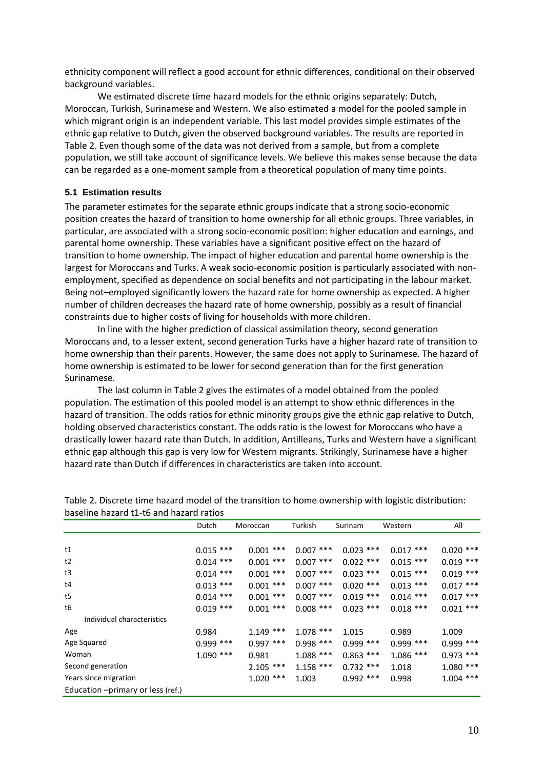ethnicity component will reflect a good account for ethnic differences, conditional on their observed background variables.

We estimated discrete time hazard models for the ethnic origins separately: Dutch, Moroccan, Turkish, Surinamese and Western. We also estimated a model for the pooled sample in which migrant origin is an independent variable. This last model provides simple estimates of the ethnic gap relative to Dutch, given the observed background variables. The results are reported in Table 2. Even though some of the data was not derived from a sample, but from a complete population, we still take account of significance levels. We believe this makes sense because the data can be regarded as a one-moment sample from a theoretical population of many time points.

### 5.1 Estimation results

The parameter estimates for the separate ethnic groups indicate that a strong socio-economic position creates the hazard of transition to home ownership for all ethnic groups. Three variables, in particular, are associated with a strong socio-economic position: higher education and earnings, and parental home ownership. These variables have a significant positive effect on the hazard of transition to home ownership. The impact of higher education and parental home ownership is the largest for Moroccans and Turks. A weak socio-economic position is particularly associated with non-employment, specified as dependence on social benefits and not participating in the labour market. Being not–employed significantly lowers the hazard rate for home ownership as expected. A higher number of children decreases the hazard rate of home ownership, possibly as a result of financial constraints due to higher costs of living for households with more children.

In line with the higher prediction of classical assimilation theory, second generation Moroccans and, to a lesser extent, second generation Turks have a higher hazard rate of transition to home ownership than their parents. However, the same does not apply to Surinamese. The hazard of home ownership is estimated to be lower for second generation than for the first generation Surinamese.

The last column in Table 2 gives the estimates of a model obtained from the pooled population. The estimation of this pooled model is an attempt to show ethnic differences in the hazard of transition. The odds ratios for ethnic minority groups give the ethnic gap relative to Dutch, holding observed characteristics constant. The odds ratio is the lowest for Moroccans who have a drastically lower hazard rate than Dutch. In addition, Antilleans, Turks and Western have a significant ethnic gap although this gap is very low for Western migrants. Strikingly, Surinamese have a higher hazard rate than Dutch if differences in characteristics are taken into account.

Table 2. Discrete time hazard model of the transition to home ownership with logistic distribution: baseline hazard t1-t6 and hazard ratios

| | Dutch | Moroccan | Turkish | Surinam | Western | All |
|---|---|---|---|---|---|---|
| t1 | 0.015 *** | 0.001 *** | 0.007 *** | 0.023 *** | 0.017 *** | 0.020 *** |
| t2 | 0.014 *** | 0.001 *** | 0.007 *** | 0.022 *** | 0.015 *** | 0.019 *** |
| t3 | 0.014 *** | 0.001 *** | 0.007 *** | 0.023 *** | 0.015 *** | 0.019 *** |
| t4 | 0.013 *** | 0.001 *** | 0.007 *** | 0.020 *** | 0.013 *** | 0.017 *** |
| t5 | 0.014 *** | 0.001 *** | 0.007 *** | 0.019 *** | 0.014 *** | 0.017 *** |
| t6 | 0.019 *** | 0.001 *** | 0.008 *** | 0.023 *** | 0.018 *** | 0.021 *** |
| Individual characteristics | | | | | | |
| Age | 0.984 | 1.149 *** | 1.078 *** | 1.015 | 0.989 | 1.009 |
| Age Squared | 0.999 *** | 0.997 *** | 0.998 *** | 0.999 *** | 0.999 *** | 0.999 *** |
| Woman | 1.090 *** | 0.981 | 1.088 *** | 0.863 *** | 1.086 *** | 0.973 *** |
| Second generation | | 2.105 *** | 1.158 *** | 0.732 *** | 1.018 | 1.080 *** |
| Years since migration | | 1.020 *** | 1.003 | 0.992 *** | 0.998 | 1.004 *** |
| Education –primary or less (ref.) | | | | | | |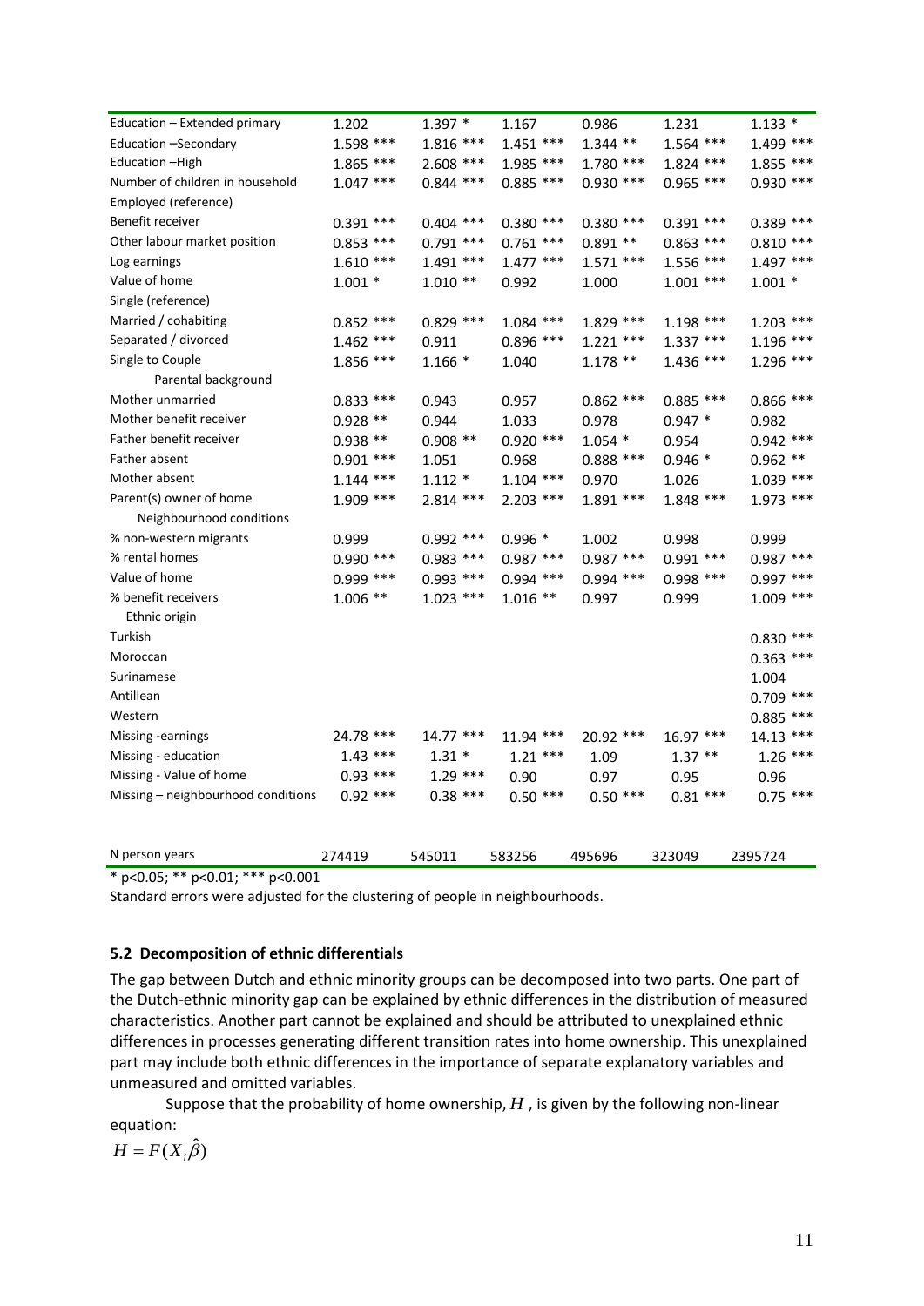| | | | | | | |
|---|---|---|---|---|---|---|
| Education – Extended primary | 1.202 | 1.397 * | 1.167 | 0.986 | 1.231 | 1.133 * |
| Education –Secondary | 1.598 *** | 1.816 *** | 1.451 *** | 1.344 ** | 1.564 *** | 1.499 *** |
| Education –High | 1.865 *** | 2.608 *** | 1.985 *** | 1.780 *** | 1.824 *** | 1.855 *** |
| Number of children in household | 1.047 *** | 0.844 *** | 0.885 *** | 0.930 *** | 0.965 *** | 0.930 *** |
| Employed (reference) | | | | | | |
| Benefit receiver | 0.391 *** | 0.404 *** | 0.380 *** | 0.380 *** | 0.391 *** | 0.389 *** |
| Other labour market position | 0.853 *** | 0.791 *** | 0.761 *** | 0.891 ** | 0.863 *** | 0.810 *** |
| Log earnings | 1.610 *** | 1.491 *** | 1.477 *** | 1.571 *** | 1.556 *** | 1.497 *** |
| Value of home | 1.001 * | 1.010 ** | 0.992 | 1.000 | 1.001 *** | 1.001 * |
| Single (reference) | | | | | | |
| Married / cohabiting | 0.852 *** | 0.829 *** | 1.084 *** | 1.829 *** | 1.198 *** | 1.203 *** |
| Separated / divorced | 1.462 *** | 0.911 | 0.896 *** | 1.221 *** | 1.337 *** | 1.196 *** |
| Single to Couple | 1.856 *** | 1.166 * | 1.040 | 1.178 ** | 1.436 *** | 1.296 *** |
| Parental background | | | | | | |
| Mother unmarried | 0.833 *** | 0.943 | 0.957 | 0.862 *** | 0.885 *** | 0.866 *** |
| Mother benefit receiver | 0.928 ** | 0.944 | 1.033 | 0.978 | 0.947 * | 0.982 |
| Father benefit receiver | 0.938 ** | 0.908 ** | 0.920 *** | 1.054 * | 0.954 | 0.942 *** |
| Father absent | 0.901 *** | 1.051 | 0.968 | 0.888 *** | 0.946 * | 0.962 ** |
| Mother absent | 1.144 *** | 1.112 * | 1.104 *** | 0.970 | 1.026 | 1.039 *** |
| Parent(s) owner of home | 1.909 *** | 2.814 *** | 2.203 *** | 1.891 *** | 1.848 *** | 1.973 *** |
| Neighbourhood conditions | | | | | | |
| % non-western migrants | 0.999 | 0.992 *** | 0.996 * | 1.002 | 0.998 | 0.999 |
| % rental homes | 0.990 *** | 0.983 *** | 0.987 *** | 0.987 *** | 0.991 *** | 0.987 *** |
| Value of home | 0.999 *** | 0.993 *** | 0.994 *** | 0.994 *** | 0.998 *** | 0.997 *** |
| % benefit receivers | 1.006 ** | 1.023 *** | 1.016 ** | 0.997 | 0.999 | 1.009 *** |
| Ethnic origin | | | | | | |
| Turkish | | | | | | 0.830 *** |
| Moroccan | | | | | | 0.363 *** |
| Surinamese | | | | | | 1.004 |
| Antillean | | | | | | 0.709 *** |
| Western | | | | | | 0.885 *** |
| Missing -earnings | 24.78 *** | 14.77 *** | 11.94 *** | 20.92 *** | 16.97 *** | 14.13 *** |
| Missing - education | 1.43 *** | 1.31 * | 1.21 *** | 1.09 | 1.37 ** | 1.26 *** |
| Missing - Value of home | 0.93 *** | 1.29 *** | 0.90 | 0.97 | 0.95 | 0.96 |
| Missing – neighbourhood conditions | 0.92 *** | 0.38 *** | 0.50 *** | 0.50 *** | 0.81 *** | 0.75 *** |
| N person years | 274419 | 545011 | 583256 | 495696 | 323049 | 2395724 |

* p<0.05; ** p<0.01; *** p<0.001

Standard errors were adjusted for the clustering of people in neighbourhoods.

### 5.2 Decomposition of ethnic differentials

The gap between Dutch and ethnic minority groups can be decomposed into two parts. One part of the Dutch-ethnic minority gap can be explained by ethnic differences in the distribution of measured characteristics. Another part cannot be explained and should be attributed to unexplained ethnic differences in processes generating different transition rates into home ownership. This unexplained part may include both ethnic differences in the importance of separate explanatory variables and unmeasured and omitted variables.

Suppose that the probability of home ownership, $H$ , is given by the following non-linear equation:

$$H = F(X_i\hat{\beta})$$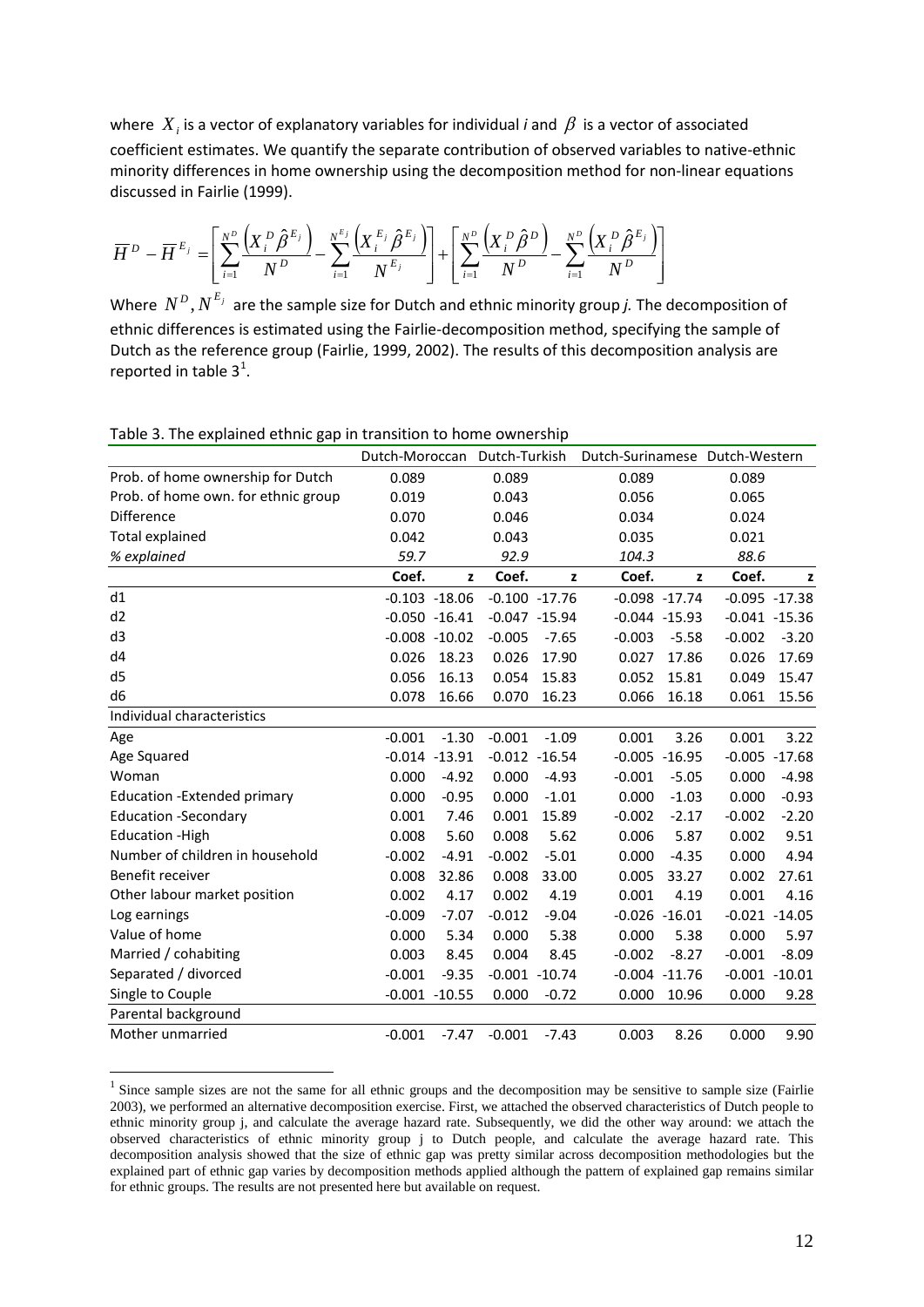where $X_i$ is a vector of explanatory variables for individual *i* and $\beta$ is a vector of associated coefficient estimates. We quantify the separate contribution of observed variables to native-ethnic minority differences in home ownership using the decomposition method for non-linear equations discussed in Fairlie (1999).

$$\overline{H}^D - \overline{H}^{E_j} = \left[ \sum_{i=1}^{N^D} \frac{\left(X_i^D \hat{\beta}^{E_j}\right)}{N^D} - \sum_{i=1}^{N^{E_j}} \frac{\left(X_i^{E_j} \hat{\beta}^{E_j}\right)}{N^{E_j}} \right] + \left[ \sum_{i=1}^{N^D} \frac{\left(X_i^D \hat{\beta}^D\right)}{N^D} - \sum_{i=1}^{N^D} \frac{\left(X_i^D \hat{\beta}^{E_j}\right)}{N^D} \right]$$

Where $N^D, N^{E_j}$ are the sample size for Dutch and ethnic minority group *j.* The decomposition of ethnic differences is estimated using the Fairlie-decomposition method, specifying the sample of Dutch as the reference group (Fairlie, 1999, 2002). The results of this decomposition analysis are reported in table 3[1].

Table 3. The explained ethnic gap in transition to home ownership

| | Dutch-Moroccan | | Dutch-Turkish | | Dutch-Surinamese | | Dutch-Western | |
|---|---|---|---|---|---|---|---|---|
| Prob. of home ownership for Dutch | 0.089 | | 0.089 | | 0.089 | | 0.089 | |
| Prob. of home own. for ethnic group | 0.019 | | 0.043 | | 0.056 | | 0.065 | |
| Difference | 0.070 | | 0.046 | | 0.034 | | 0.024 | |
| Total explained | 0.042 | | 0.043 | | 0.035 | | 0.021 | |
| *% explained* | *59.7* | | *92.9* | | *104.3* | | *88.6* | |
| | **Coef.** | **z** | **Coef.** | **z** | **Coef.** | **z** | **Coef.** | **z** |
| d1 | -0.103 | -18.06 | -0.100 | -17.76 | -0.098 | -17.74 | -0.095 | -17.38 |
| d2 | -0.050 | -16.41 | -0.047 | -15.94 | -0.044 | -15.93 | -0.041 | -15.36 |
| d3 | -0.008 | -10.02 | -0.005 | -7.65 | -0.003 | -5.58 | -0.002 | -3.20 |
| d4 | 0.026 | 18.23 | 0.026 | 17.90 | 0.027 | 17.86 | 0.026 | 17.69 |
| d5 | 0.056 | 16.13 | 0.054 | 15.83 | 0.052 | 15.81 | 0.049 | 15.47 |
| d6 | 0.078 | 16.66 | 0.070 | 16.23 | 0.066 | 16.18 | 0.061 | 15.56 |
| Individual characteristics | | | | | | | | |
| Age | -0.001 | -1.30 | -0.001 | -1.09 | 0.001 | 3.26 | 0.001 | 3.22 |
| Age Squared | -0.014 | -13.91 | -0.012 | -16.54 | -0.005 | -16.95 | -0.005 | -17.68 |
| Woman | 0.000 | -4.92 | 0.000 | -4.93 | -0.001 | -5.05 | 0.000 | -4.98 |
| Education -Extended primary | 0.000 | -0.95 | 0.000 | -1.01 | 0.000 | -1.03 | 0.000 | -0.93 |
| Education -Secondary | 0.001 | 7.46 | 0.001 | 15.89 | -0.002 | -2.17 | -0.002 | -2.20 |
| Education -High | 0.008 | 5.60 | 0.008 | 5.62 | 0.006 | 5.87 | 0.002 | 9.51 |
| Number of children in household | -0.002 | -4.91 | -0.002 | -5.01 | 0.000 | -4.35 | 0.000 | 4.94 |
| Benefit receiver | 0.008 | 32.86 | 0.008 | 33.00 | 0.005 | 33.27 | 0.002 | 27.61 |
| Other labour market position | 0.002 | 4.17 | 0.002 | 4.19 | 0.001 | 4.19 | 0.001 | 4.16 |
| Log earnings | -0.009 | -7.07 | -0.012 | -9.04 | -0.026 | -16.01 | -0.021 | -14.05 |
| Value of home | 0.000 | 5.34 | 0.000 | 5.38 | 0.000 | 5.38 | 0.000 | 5.97 |
| Married / cohabiting | 0.003 | 8.45 | 0.004 | 8.45 | -0.002 | -8.27 | -0.001 | -8.09 |
| Separated / divorced | -0.001 | -9.35 | -0.001 | -10.74 | -0.004 | -11.76 | -0.001 | -10.01 |
| Single to Couple | -0.001 | -10.55 | 0.000 | -0.72 | 0.000 | 10.96 | 0.000 | 9.28 |
| Parental background | | | | | | | | |
| Mother unmarried | -0.001 | -7.47 | -0.001 | -7.43 | 0.003 | 8.26 | 0.000 | 9.90 |

[1] Since sample sizes are not the same for all ethnic groups and the decomposition may be sensitive to sample size (Fairlie 2003), we performed an alternative decomposition exercise. First, we attached the observed characteristics of Dutch people to ethnic minority group j, and calculate the average hazard rate. Subsequently, we did the other way around: we attach the observed characteristics of ethnic minority group j to Dutch people, and calculate the average hazard rate. This decomposition analysis showed that the size of ethnic gap was pretty similar across decomposition methodologies but the explained part of ethnic gap varies by decomposition methods applied although the pattern of explained gap remains similar for ethnic groups. The results are not presented here but available on request.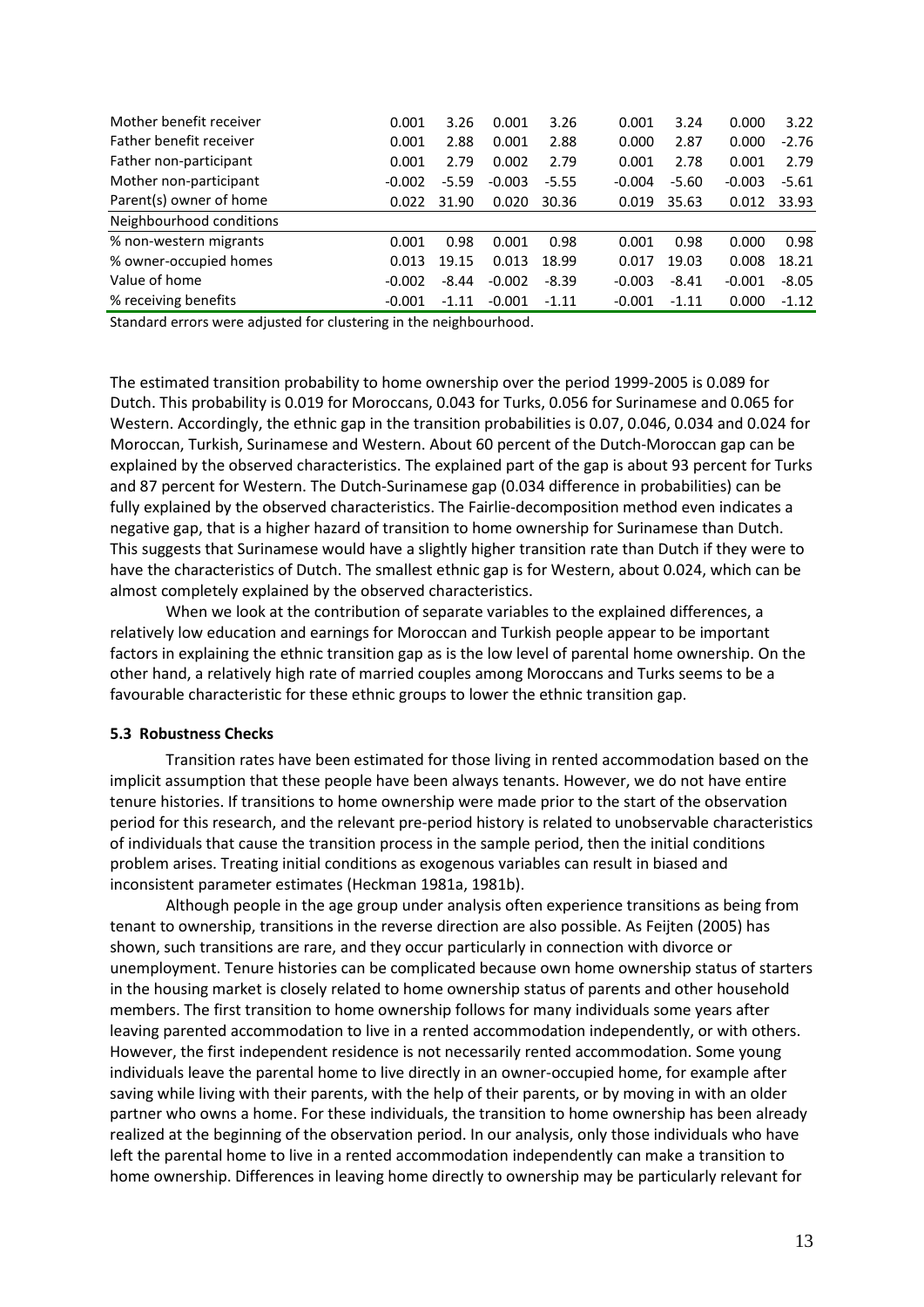| | | | | | | | | |
|---|---|---|---|---|---|---|---|---|
| Mother benefit receiver | 0.001 | 3.26 | 0.001 | 3.26 | 0.001 | 3.24 | 0.000 | 3.22 |
| Father benefit receiver | 0.001 | 2.88 | 0.001 | 2.88 | 0.000 | 2.87 | 0.000 | -2.76 |
| Father non-participant | 0.001 | 2.79 | 0.002 | 2.79 | 0.001 | 2.78 | 0.001 | 2.79 |
| Mother non-participant | -0.002 | -5.59 | -0.003 | -5.55 | -0.004 | -5.60 | -0.003 | -5.61 |
| Parent(s) owner of home | 0.022 | 31.90 | 0.020 | 30.36 | 0.019 | 35.63 | 0.012 | 33.93 |
| Neighbourhood conditions | | | | | | | | |
| % non-western migrants | 0.001 | 0.98 | 0.001 | 0.98 | 0.001 | 0.98 | 0.000 | 0.98 |
| % owner-occupied homes | 0.013 | 19.15 | 0.013 | 18.99 | 0.017 | 19.03 | 0.008 | 18.21 |
| Value of home | -0.002 | -8.44 | -0.002 | -8.39 | -0.003 | -8.41 | -0.001 | -8.05 |
| % receiving benefits | -0.001 | -1.11 | -0.001 | -1.11 | -0.001 | -1.11 | 0.000 | -1.12 |

Standard errors were adjusted for clustering in the neighbourhood.

The estimated transition probability to home ownership over the period 1999-2005 is 0.089 for Dutch. This probability is 0.019 for Moroccans, 0.043 for Turks, 0.056 for Surinamese and 0.065 for Western. Accordingly, the ethnic gap in the transition probabilities is 0.07, 0.046, 0.034 and 0.024 for Moroccan, Turkish, Surinamese and Western. About 60 percent of the Dutch-Moroccan gap can be explained by the observed characteristics. The explained part of the gap is about 93 percent for Turks and 87 percent for Western. The Dutch-Surinamese gap (0.034 difference in probabilities) can be fully explained by the observed characteristics. The Fairlie-decomposition method even indicates a negative gap, that is a higher hazard of transition to home ownership for Surinamese than Dutch. This suggests that Surinamese would have a slightly higher transition rate than Dutch if they were to have the characteristics of Dutch. The smallest ethnic gap is for Western, about 0.024, which can be almost completely explained by the observed characteristics.

When we look at the contribution of separate variables to the explained differences, a relatively low education and earnings for Moroccan and Turkish people appear to be important factors in explaining the ethnic transition gap as is the low level of parental home ownership. On the other hand, a relatively high rate of married couples among Moroccans and Turks seems to be a favourable characteristic for these ethnic groups to lower the ethnic transition gap.

### 5.3 Robustness Checks

Transition rates have been estimated for those living in rented accommodation based on the implicit assumption that these people have been always tenants. However, we do not have entire tenure histories. If transitions to home ownership were made prior to the start of the observation period for this research, and the relevant pre-period history is related to unobservable characteristics of individuals that cause the transition process in the sample period, then the initial conditions problem arises. Treating initial conditions as exogenous variables can result in biased and inconsistent parameter estimates (Heckman 1981a, 1981b).

Although people in the age group under analysis often experience transitions as being from tenant to ownership, transitions in the reverse direction are also possible. As Feijten (2005) has shown, such transitions are rare, and they occur particularly in connection with divorce or unemployment. Tenure histories can be complicated because own home ownership status of starters in the housing market is closely related to home ownership status of parents and other household members. The first transition to home ownership follows for many individuals some years after leaving parented accommodation to live in a rented accommodation independently, or with others. However, the first independent residence is not necessarily rented accommodation. Some young individuals leave the parental home to live directly in an owner-occupied home, for example after saving while living with their parents, with the help of their parents, or by moving in with an older partner who owns a home. For these individuals, the transition to home ownership has been already realized at the beginning of the observation period. In our analysis, only those individuals who have left the parental home to live in a rented accommodation independently can make a transition to home ownership. Differences in leaving home directly to ownership may be particularly relevant for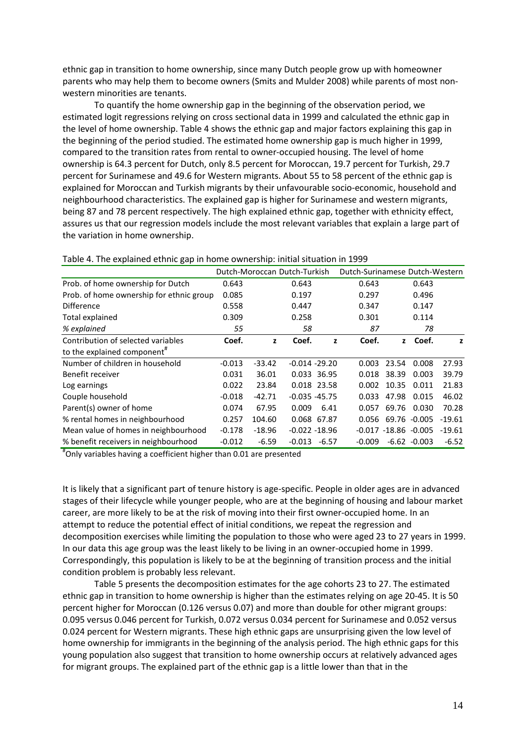ethnic gap in transition to home ownership, since many Dutch people grow up with homeowner parents who may help them to become owners (Smits and Mulder 2008) while parents of most non-western minorities are tenants.

To quantify the home ownership gap in the beginning of the observation period, we estimated logit regressions relying on cross sectional data in 1999 and calculated the ethnic gap in the level of home ownership. Table 4 shows the ethnic gap and major factors explaining this gap in the beginning of the period studied. The estimated home ownership gap is much higher in 1999, compared to the transition rates from rental to owner-occupied housing. The level of home ownership is 64.3 percent for Dutch, only 8.5 percent for Moroccan, 19.7 percent for Turkish, 29.7 percent for Surinamese and 49.6 for Western migrants. About 55 to 58 percent of the ethnic gap is explained for Moroccan and Turkish migrants by their unfavourable socio-economic, household and neighbourhood characteristics. The explained gap is higher for Surinamese and western migrants, being 87 and 78 percent respectively. The high explained ethnic gap, together with ethnicity effect, assures us that our regression models include the most relevant variables that explain a large part of the variation in home ownership.

Table 4. The explained ethnic gap in home ownership: initial situation in 1999

| | Dutch-Moroccan | | Dutch-Turkish | | Dutch-Surinamese | | Dutch-Western | |
|---|---|---|---|---|---|---|---|---|
| Prob. of home ownership for Dutch | 0.643 | | 0.643 | | 0.643 | | 0.643 | |
| Prob. of home ownership for ethnic group | 0.085 | | 0.197 | | 0.297 | | 0.496 | |
| Difference | 0.558 | | 0.447 | | 0.347 | | 0.147 | |
| Total explained | 0.309 | | 0.258 | | 0.301 | | 0.114 | |
| *% explained* | *55* | | *58* | | *87* | | *78* | |
| **Contribution of selected variables to the explained component[#]** | **Coef.** | **z** | **Coef.** | **z** | **Coef.** | **z** | **Coef.** | **z** |
| Number of children in household | -0.013 | -33.42 | -0.014 | -29.20 | 0.003 | 23.54 | 0.008 | 27.93 |
| Benefit receiver | 0.031 | 36.01 | 0.033 | 36.95 | 0.018 | 38.39 | 0.003 | 39.79 |
| Log earnings | 0.022 | 23.84 | 0.018 | 23.58 | 0.002 | 10.35 | 0.011 | 21.83 |
| Couple household | -0.018 | -42.71 | -0.035 | -45.75 | 0.033 | 47.98 | 0.015 | 46.02 |
| Parent(s) owner of home | 0.074 | 67.95 | 0.009 | 6.41 | 0.057 | 69.76 | 0.030 | 70.28 |
| % rental homes in neighbourhood | 0.257 | 104.60 | 0.068 | 67.87 | 0.056 | 69.76 | -0.005 | -19.61 |
| Mean value of homes in neighbourhood | -0.178 | -18.96 | -0.022 | -18.96 | -0.017 | -18.86 | -0.005 | -19.61 |
| % benefit receivers in neighbourhood | -0.012 | -6.59 | -0.013 | -6.57 | -0.009 | -6.62 | -0.003 | -6.52 |

[#]Only variables having a coefficient higher than 0.01 are presented

It is likely that a significant part of tenure history is age-specific. People in older ages are in advanced stages of their lifecycle while younger people, who are at the beginning of housing and labour market career, are more likely to be at the risk of moving into their first owner-occupied home. In an attempt to reduce the potential effect of initial conditions, we repeat the regression and decomposition exercises while limiting the population to those who were aged 23 to 27 years in 1999. In our data this age group was the least likely to be living in an owner-occupied home in 1999. Correspondingly, this population is likely to be at the beginning of transition process and the initial condition problem is probably less relevant.

Table 5 presents the decomposition estimates for the age cohorts 23 to 27. The estimated ethnic gap in transition to home ownership is higher than the estimates relying on age 20-45. It is 50 percent higher for Moroccan (0.126 versus 0.07) and more than double for other migrant groups: 0.095 versus 0.046 percent for Turkish, 0.072 versus 0.034 percent for Surinamese and 0.052 versus 0.024 percent for Western migrants. These high ethnic gaps are unsurprising given the low level of home ownership for immigrants in the beginning of the analysis period. The high ethnic gaps for this young population also suggest that transition to home ownership occurs at relatively advanced ages for migrant groups. The explained part of the ethnic gap is a little lower than that in the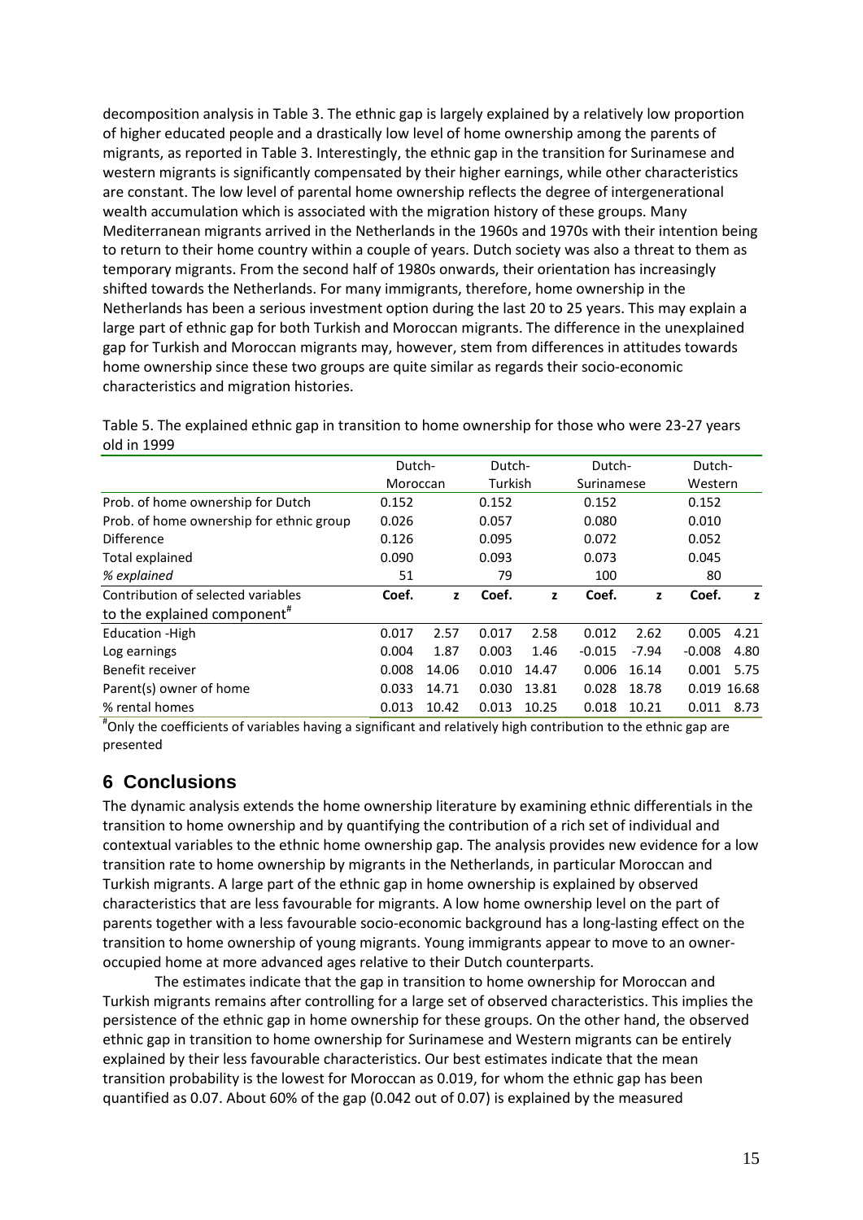decomposition analysis in Table 3. The ethnic gap is largely explained by a relatively low proportion of higher educated people and a drastically low level of home ownership among the parents of migrants, as reported in Table 3. Interestingly, the ethnic gap in the transition for Surinamese and western migrants is significantly compensated by their higher earnings, while other characteristics are constant. The low level of parental home ownership reflects the degree of intergenerational wealth accumulation which is associated with the migration history of these groups. Many Mediterranean migrants arrived in the Netherlands in the 1960s and 1970s with their intention being to return to their home country within a couple of years. Dutch society was also a threat to them as temporary migrants. From the second half of 1980s onwards, their orientation has increasingly shifted towards the Netherlands. For many immigrants, therefore, home ownership in the Netherlands has been a serious investment option during the last 20 to 25 years. This may explain a large part of ethnic gap for both Turkish and Moroccan migrants. The difference in the unexplained gap for Turkish and Moroccan migrants may, however, stem from differences in attitudes towards home ownership since these two groups are quite similar as regards their socio-economic characteristics and migration histories.

Table 5. The explained ethnic gap in transition to home ownership for those who were 23-27 years old in 1999

| | Dutch-Moroccan | | Dutch-Turkish | | Dutch-Surinamese | | Dutch-Western | |
|---|---|---|---|---|---|---|---|---|
| Prob. of home ownership for Dutch | 0.152 | | 0.152 | | 0.152 | | 0.152 | |
| Prob. of home ownership for ethnic group | 0.026 | | 0.057 | | 0.080 | | 0.010 | |
| Difference | 0.126 | | 0.095 | | 0.072 | | 0.052 | |
| Total explained | 0.090 | | 0.093 | | 0.073 | | 0.045 | |
| *% explained* | 51 | | 79 | | 100 | | 80 | |
| **Contribution of selected variables to the explained component[#]** | **Coef.** | **z** | **Coef.** | **z** | **Coef.** | **z** | **Coef.** | **z** |
| Education -High | 0.017 | 2.57 | 0.017 | 2.58 | 0.012 | 2.62 | 0.005 | 4.21 |
| Log earnings | 0.004 | 1.87 | 0.003 | 1.46 | -0.015 | -7.94 | -0.008 | 4.80 |
| Benefit receiver | 0.008 | 14.06 | 0.010 | 14.47 | 0.006 | 16.14 | 0.001 | 5.75 |
| Parent(s) owner of home | 0.033 | 14.71 | 0.030 | 13.81 | 0.028 | 18.78 | 0.019 | 16.68 |
| % rental homes | 0.013 | 10.42 | 0.013 | 10.25 | 0.018 | 10.21 | 0.011 | 8.73 |

[#]Only the coefficients of variables having a significant and relatively high contribution to the ethnic gap are presented

## 6 Conclusions

The dynamic analysis extends the home ownership literature by examining ethnic differentials in the transition to home ownership and by quantifying the contribution of a rich set of individual and contextual variables to the ethnic home ownership gap. The analysis provides new evidence for a low transition rate to home ownership by migrants in the Netherlands, in particular Moroccan and Turkish migrants. A large part of the ethnic gap in home ownership is explained by observed characteristics that are less favourable for migrants. A low home ownership level on the part of parents together with a less favourable socio-economic background has a long-lasting effect on the transition to home ownership of young migrants. Young immigrants appear to move to an owner-occupied home at more advanced ages relative to their Dutch counterparts.

The estimates indicate that the gap in transition to home ownership for Moroccan and Turkish migrants remains after controlling for a large set of observed characteristics. This implies the persistence of the ethnic gap in home ownership for these groups. On the other hand, the observed ethnic gap in transition to home ownership for Surinamese and Western migrants can be entirely explained by their less favourable characteristics. Our best estimates indicate that the mean transition probability is the lowest for Moroccan as 0.019, for whom the ethnic gap has been quantified as 0.07. About 60% of the gap (0.042 out of 0.07) is explained by the measured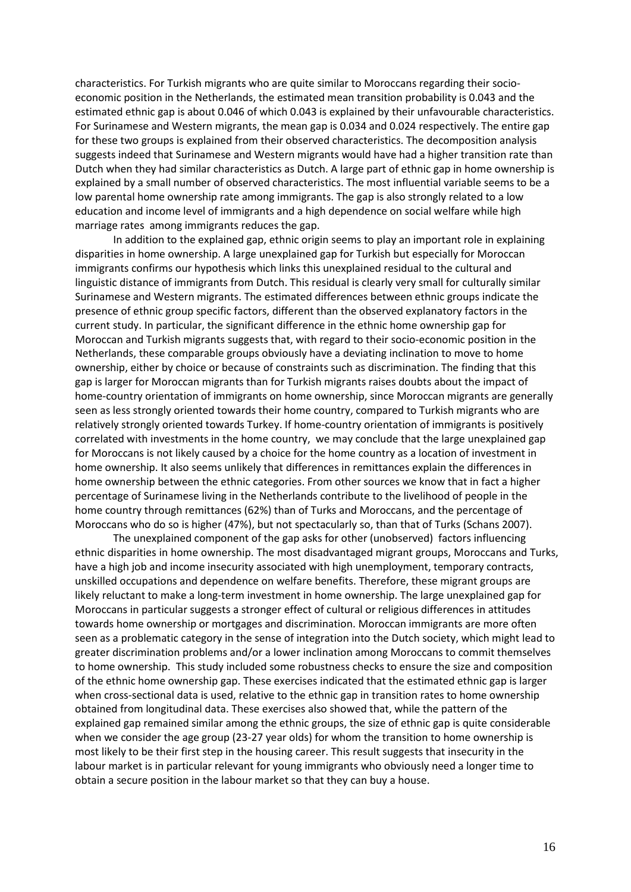characteristics. For Turkish migrants who are quite similar to Moroccans regarding their socio-economic position in the Netherlands, the estimated mean transition probability is 0.043 and the estimated ethnic gap is about 0.046 of which 0.043 is explained by their unfavourable characteristics. For Surinamese and Western migrants, the mean gap is 0.034 and 0.024 respectively. The entire gap for these two groups is explained from their observed characteristics. The decomposition analysis suggests indeed that Surinamese and Western migrants would have had a higher transition rate than Dutch when they had similar characteristics as Dutch. A large part of ethnic gap in home ownership is explained by a small number of observed characteristics. The most influential variable seems to be a low parental home ownership rate among immigrants. The gap is also strongly related to a low education and income level of immigrants and a high dependence on social welfare while high marriage rates among immigrants reduces the gap.

In addition to the explained gap, ethnic origin seems to play an important role in explaining disparities in home ownership. A large unexplained gap for Turkish but especially for Moroccan immigrants confirms our hypothesis which links this unexplained residual to the cultural and linguistic distance of immigrants from Dutch. This residual is clearly very small for culturally similar Surinamese and Western migrants. The estimated differences between ethnic groups indicate the presence of ethnic group specific factors, different than the observed explanatory factors in the current study. In particular, the significant difference in the ethnic home ownership gap for Moroccan and Turkish migrants suggests that, with regard to their socio-economic position in the Netherlands, these comparable groups obviously have a deviating inclination to move to home ownership, either by choice or because of constraints such as discrimination. The finding that this gap is larger for Moroccan migrants than for Turkish migrants raises doubts about the impact of home-country orientation of immigrants on home ownership, since Moroccan migrants are generally seen as less strongly oriented towards their home country, compared to Turkish migrants who are relatively strongly oriented towards Turkey. If home-country orientation of immigrants is positively correlated with investments in the home country, we may conclude that the large unexplained gap for Moroccans is not likely caused by a choice for the home country as a location of investment in home ownership. It also seems unlikely that differences in remittances explain the differences in home ownership between the ethnic categories. From other sources we know that in fact a higher percentage of Surinamese living in the Netherlands contribute to the livelihood of people in the home country through remittances (62%) than of Turks and Moroccans, and the percentage of Moroccans who do so is higher (47%), but not spectacularly so, than that of Turks (Schans 2007).

The unexplained component of the gap asks for other (unobserved) factors influencing ethnic disparities in home ownership. The most disadvantaged migrant groups, Moroccans and Turks, have a high job and income insecurity associated with high unemployment, temporary contracts, unskilled occupations and dependence on welfare benefits. Therefore, these migrant groups are likely reluctant to make a long-term investment in home ownership. The large unexplained gap for Moroccans in particular suggests a stronger effect of cultural or religious differences in attitudes towards home ownership or mortgages and discrimination. Moroccan immigrants are more often seen as a problematic category in the sense of integration into the Dutch society, which might lead to greater discrimination problems and/or a lower inclination among Moroccans to commit themselves to home ownership. This study included some robustness checks to ensure the size and composition of the ethnic home ownership gap. These exercises indicated that the estimated ethnic gap is larger when cross-sectional data is used, relative to the ethnic gap in transition rates to home ownership obtained from longitudinal data. These exercises also showed that, while the pattern of the explained gap remained similar among the ethnic groups, the size of ethnic gap is quite considerable when we consider the age group (23-27 year olds) for whom the transition to home ownership is most likely to be their first step in the housing career. This result suggests that insecurity in the labour market is in particular relevant for young immigrants who obviously need a longer time to obtain a secure position in the labour market so that they can buy a house.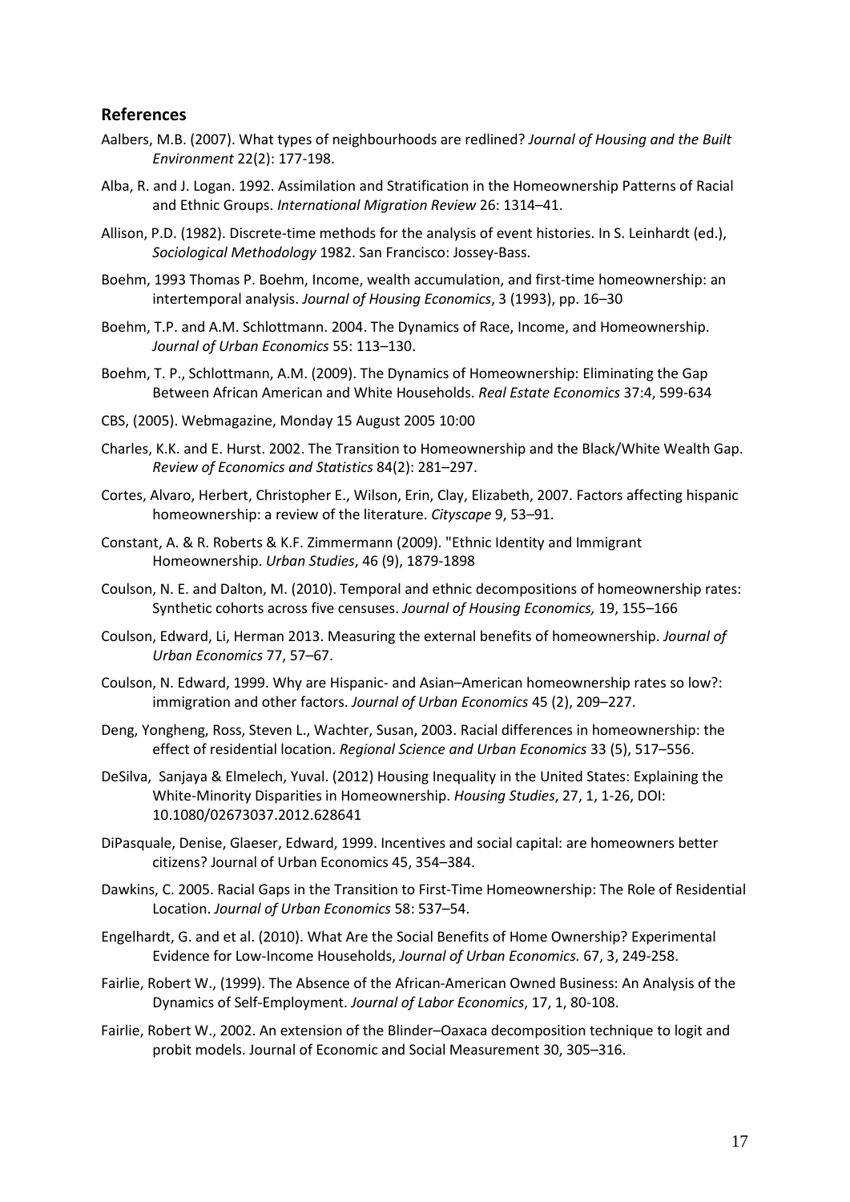## References

Aalbers, M.B. (2007). What types of neighbourhoods are redlined? *Journal of Housing and the Built Environment* 22(2): 177-198.

Alba, R. and J. Logan. 1992. Assimilation and Stratification in the Homeownership Patterns of Racial and Ethnic Groups. *International Migration Review* 26: 1314–41.

Allison, P.D. (1982). Discrete-time methods for the analysis of event histories. In S. Leinhardt (ed.), *Sociological Methodology* 1982. San Francisco: Jossey-Bass.

Boehm, 1993 Thomas P. Boehm, Income, wealth accumulation, and first-time homeownership: an intertemporal analysis. *Journal of Housing Economics*, 3 (1993), pp. 16–30

Boehm, T.P. and A.M. Schlottmann. 2004. The Dynamics of Race, Income, and Homeownership. *Journal of Urban Economics* 55: 113–130.

Boehm, T. P., Schlottmann, A.M. (2009). The Dynamics of Homeownership: Eliminating the Gap Between African American and White Households. *Real Estate Economics* 37:4, 599-634

CBS, (2005). Webmagazine, Monday 15 August 2005 10:00

Charles, K.K. and E. Hurst. 2002. The Transition to Homeownership and the Black/White Wealth Gap. *Review of Economics and Statistics* 84(2): 281–297.

Cortes, Alvaro, Herbert, Christopher E., Wilson, Erin, Clay, Elizabeth, 2007. Factors affecting hispanic homeownership: a review of the literature. *Cityscape* 9, 53–91.

Constant, A. & R. Roberts & K.F. Zimmermann (2009). "Ethnic Identity and Immigrant Homeownership. *Urban Studies*, 46 (9), 1879-1898

Coulson, N. E. and Dalton, M. (2010). Temporal and ethnic decompositions of homeownership rates: Synthetic cohorts across five censuses. *Journal of Housing Economics,* 19, 155–166

Coulson, Edward, Li, Herman 2013. Measuring the external benefits of homeownership. *Journal of Urban Economics* 77, 57–67.

Coulson, N. Edward, 1999. Why are Hispanic- and Asian–American homeownership rates so low?: immigration and other factors. *Journal of Urban Economics* 45 (2), 209–227.

Deng, Yongheng, Ross, Steven L., Wachter, Susan, 2003. Racial differences in homeownership: the effect of residential location. *Regional Science and Urban Economics* 33 (5), 517–556.

DeSilva, Sanjaya & Elmelech, Yuval. (2012) Housing Inequality in the United States: Explaining the White-Minority Disparities in Homeownership. *Housing Studies*, 27, 1, 1-26, DOI: 10.1080/02673037.2012.628641

DiPasquale, Denise, Glaeser, Edward, 1999. Incentives and social capital: are homeowners better citizens? Journal of Urban Economics 45, 354–384.

Dawkins, C. 2005. Racial Gaps in the Transition to First-Time Homeownership: The Role of Residential Location. *Journal of Urban Economics* 58: 537–54.

Engelhardt, G. and et al. (2010). What Are the Social Benefits of Home Ownership? Experimental Evidence for Low-Income Households, *Journal of Urban Economics.* 67, 3, 249-258.

Fairlie, Robert W., (1999). The Absence of the African-American Owned Business: An Analysis of the Dynamics of Self-Employment. *Journal of Labor Economics*, 17, 1, 80-108.

Fairlie, Robert W., 2002. An extension of the Blinder–Oaxaca decomposition technique to logit and probit models. Journal of Economic and Social Measurement 30, 305–316.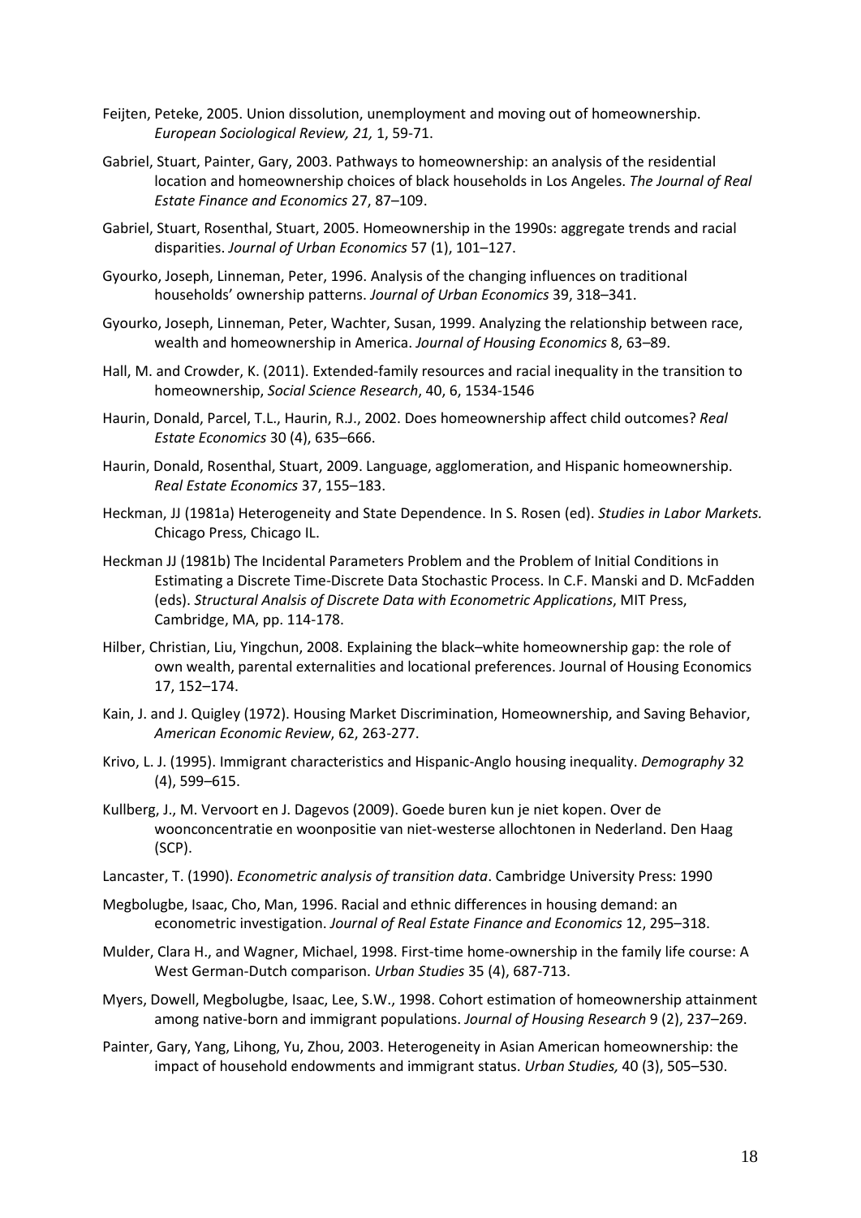Feijten, Peteke, 2005. Union dissolution, unemployment and moving out of homeownership. *European Sociological Review, 21,* 1, 59-71.

Gabriel, Stuart, Painter, Gary, 2003. Pathways to homeownership: an analysis of the residential location and homeownership choices of black households in Los Angeles. *The Journal of Real Estate Finance and Economics* 27, 87–109.

Gabriel, Stuart, Rosenthal, Stuart, 2005. Homeownership in the 1990s: aggregate trends and racial disparities. *Journal of Urban Economics* 57 (1), 101–127.

Gyourko, Joseph, Linneman, Peter, 1996. Analysis of the changing influences on traditional households' ownership patterns. *Journal of Urban Economics* 39, 318–341.

Gyourko, Joseph, Linneman, Peter, Wachter, Susan, 1999. Analyzing the relationship between race, wealth and homeownership in America. *Journal of Housing Economics* 8, 63–89.

Hall, M. and Crowder, K. (2011). Extended-family resources and racial inequality in the transition to homeownership, *Social Science Research*, 40, 6, 1534-1546

Haurin, Donald, Parcel, T.L., Haurin, R.J., 2002. Does homeownership affect child outcomes? *Real Estate Economics* 30 (4), 635–666.

Haurin, Donald, Rosenthal, Stuart, 2009. Language, agglomeration, and Hispanic homeownership. *Real Estate Economics* 37, 155–183.

Heckman, JJ (1981a) Heterogeneity and State Dependence. In S. Rosen (ed). *Studies in Labor Markets.* Chicago Press, Chicago IL.

Heckman JJ (1981b) The Incidental Parameters Problem and the Problem of Initial Conditions in Estimating a Discrete Time-Discrete Data Stochastic Process. In C.F. Manski and D. McFadden (eds). *Structural Analsis of Discrete Data with Econometric Applications*, MIT Press, Cambridge, MA, pp. 114-178.

Hilber, Christian, Liu, Yingchun, 2008. Explaining the black–white homeownership gap: the role of own wealth, parental externalities and locational preferences. Journal of Housing Economics 17, 152–174.

Kain, J. and J. Quigley (1972). Housing Market Discrimination, Homeownership, and Saving Behavior, *American Economic Review*, 62, 263-277.

Krivo, L. J. (1995). Immigrant characteristics and Hispanic-Anglo housing inequality. *Demography* 32 (4), 599–615.

Kullberg, J., M. Vervoort en J. Dagevos (2009). Goede buren kun je niet kopen. Over de woonconcentratie en woonpositie van niet-westerse allochtonen in Nederland. Den Haag (SCP).

Lancaster, T. (1990). *Econometric analysis of transition data*. Cambridge University Press: 1990

Megbolugbe, Isaac, Cho, Man, 1996. Racial and ethnic differences in housing demand: an econometric investigation. *Journal of Real Estate Finance and Economics* 12, 295–318.

Mulder, Clara H., and Wagner, Michael, 1998. First-time home-ownership in the family life course: A West German-Dutch comparison. *Urban Studies* 35 (4), 687-713.

Myers, Dowell, Megbolugbe, Isaac, Lee, S.W., 1998. Cohort estimation of homeownership attainment among native-born and immigrant populations. *Journal of Housing Research* 9 (2), 237–269.

Painter, Gary, Yang, Lihong, Yu, Zhou, 2003. Heterogeneity in Asian American homeownership: the impact of household endowments and immigrant status. *Urban Studies,* 40 (3), 505–530.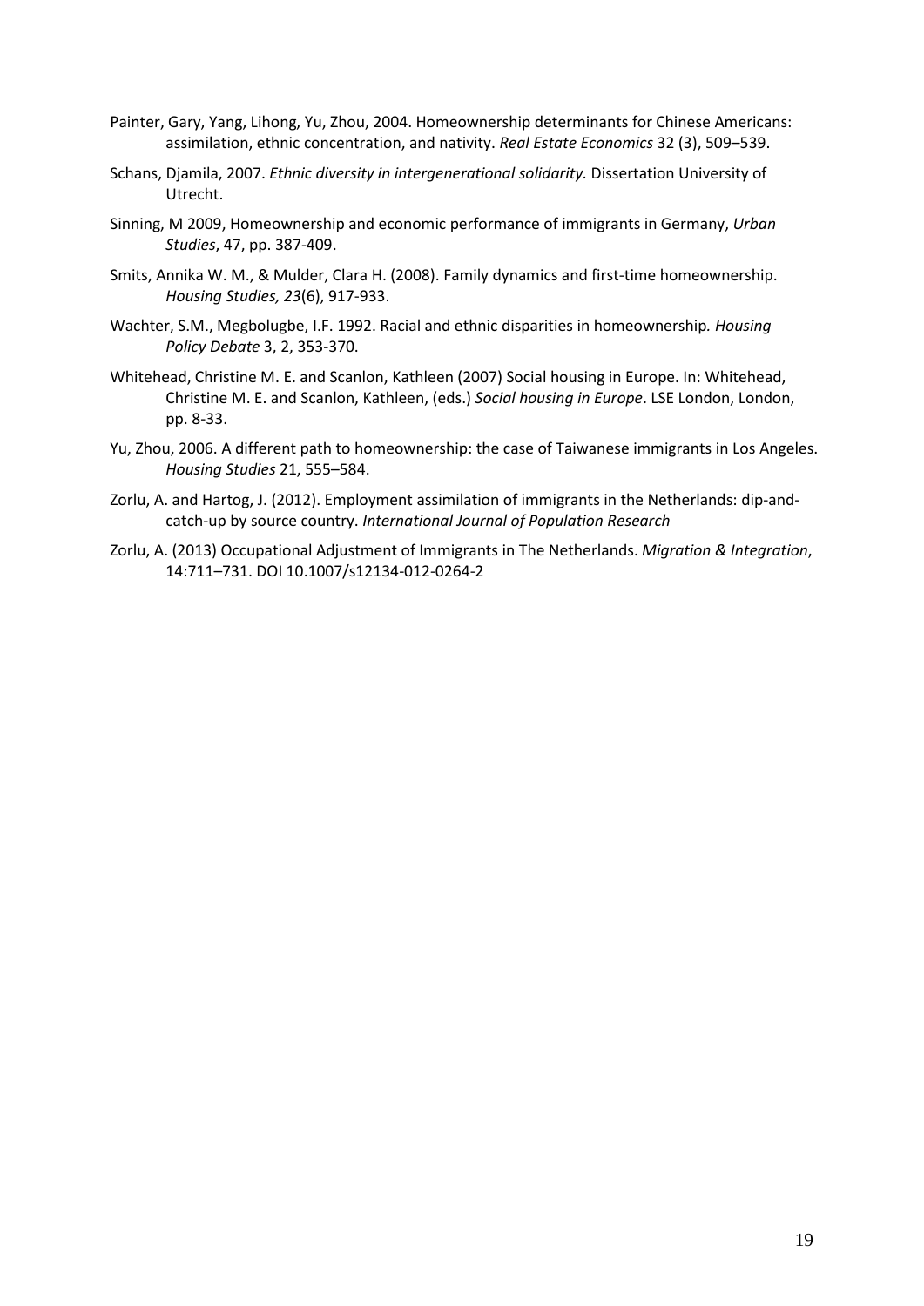Painter, Gary, Yang, Lihong, Yu, Zhou, 2004. Homeownership determinants for Chinese Americans: assimilation, ethnic concentration, and nativity. *Real Estate Economics* 32 (3), 509–539.

Schans, Djamila, 2007. *Ethnic diversity in intergenerational solidarity.* Dissertation University of Utrecht.

Sinning, M 2009, Homeownership and economic performance of immigrants in Germany, *Urban Studies*, 47, pp. 387-409.

Smits, Annika W. M., & Mulder, Clara H. (2008). Family dynamics and first-time homeownership. *Housing Studies, 23*(6), 917-933.

Wachter, S.M., Megbolugbe, I.F. 1992. Racial and ethnic disparities in homeownership*. Housing Policy Debate* 3, 2, 353-370.

Whitehead, Christine M. E. and Scanlon, Kathleen (2007) Social housing in Europe. In: Whitehead, Christine M. E. and Scanlon, Kathleen, (eds.) *Social housing in Europe*. LSE London, London, pp. 8-33.

Yu, Zhou, 2006. A different path to homeownership: the case of Taiwanese immigrants in Los Angeles. *Housing Studies* 21, 555–584.

Zorlu, A. and Hartog, J. (2012). Employment assimilation of immigrants in the Netherlands: dip-and-catch-up by source country. *International Journal of Population Research*

Zorlu, A. (2013) Occupational Adjustment of Immigrants in The Netherlands. *Migration & Integration*, 14:711–731. DOI 10.1007/s12134-012-0264-2